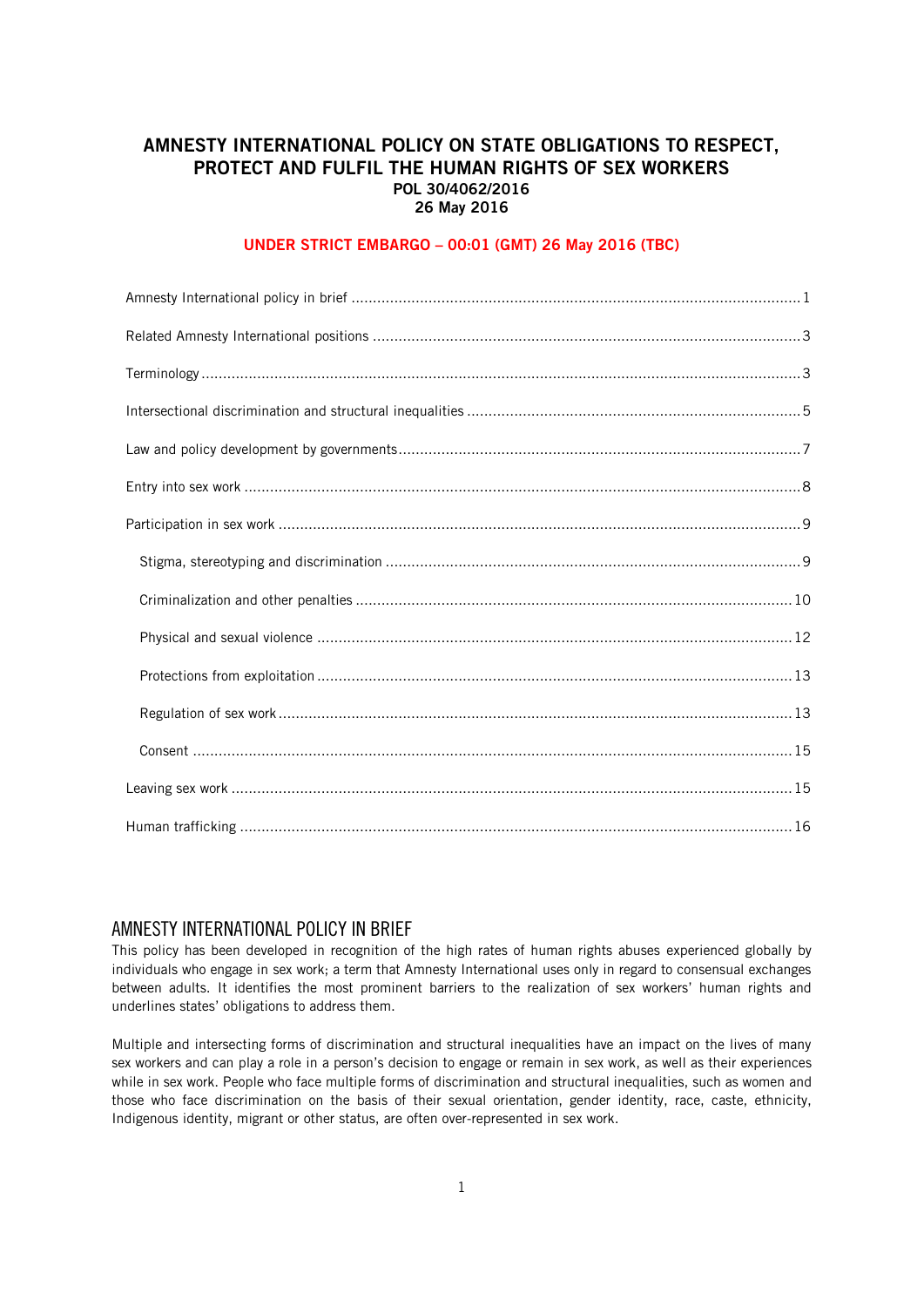# AMNESTY INTERNATIONAL POLICY ON STATE OBLIGATIONS TO RESPECT, PROTECT AND FULFIL THE HUMAN RIGHTS OF SEX WORKERS

**POL 30/4062/2016**

**26 May 2016**

**UNDER STRICT EMBARGO – 00:01 (GMT) 26 May 2016 (TBC)**

Amnesty International policy in brief .......... 1

Related Amnesty International positions .......... 3

Terminology .......... 3

Intersectional discrimination and structural inequalities .......... 5

Law and policy development by governments .......... 7

Entry into sex work .......... 8

Participation in sex work .......... 9

- Stigma, stereotyping and discrimination .......... 9
- Criminalization and other penalties .......... 10
- Physical and sexual violence .......... 12
- Protections from exploitation .......... 13
- Regulation of sex work .......... 13
- Consent .......... 15

Leaving sex work .......... 15

Human trafficking .......... 16

## AMNESTY INTERNATIONAL POLICY IN BRIEF

This policy has been developed in recognition of the high rates of human rights abuses experienced globally by individuals who engage in sex work; a term that Amnesty International uses only in regard to consensual exchanges between adults. It identifies the most prominent barriers to the realization of sex workers' human rights and underlines states' obligations to address them.

Multiple and intersecting forms of discrimination and structural inequalities have an impact on the lives of many sex workers and can play a role in a person's decision to engage or remain in sex work, as well as their experiences while in sex work. People who face multiple forms of discrimination and structural inequalities, such as women and those who face discrimination on the basis of their sexual orientation, gender identity, race, caste, ethnicity, Indigenous identity, migrant or other status, are often over-represented in sex work.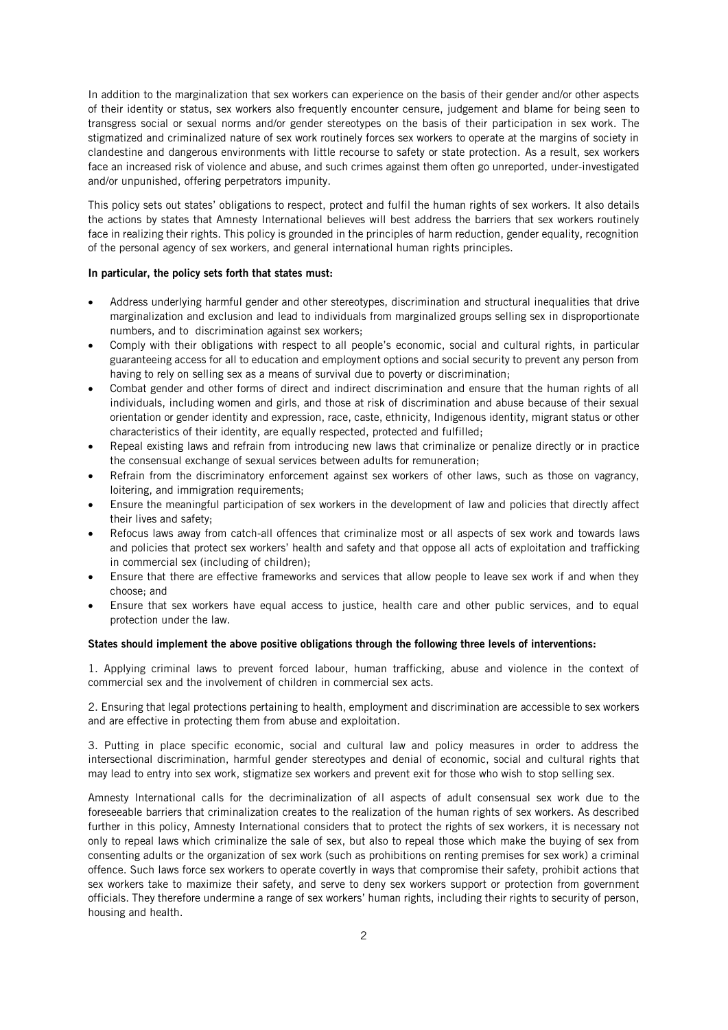In addition to the marginalization that sex workers can experience on the basis of their gender and/or other aspects of their identity or status, sex workers also frequently encounter censure, judgement and blame for being seen to transgress social or sexual norms and/or gender stereotypes on the basis of their participation in sex work. The stigmatized and criminalized nature of sex work routinely forces sex workers to operate at the margins of society in clandestine and dangerous environments with little recourse to safety or state protection. As a result, sex workers face an increased risk of violence and abuse, and such crimes against them often go unreported, under-investigated and/or unpunished, offering perpetrators impunity.

This policy sets out states' obligations to respect, protect and fulfil the human rights of sex workers. It also details the actions by states that Amnesty International believes will best address the barriers that sex workers routinely face in realizing their rights. This policy is grounded in the principles of harm reduction, gender equality, recognition of the personal agency of sex workers, and general international human rights principles.

**In particular, the policy sets forth that states must:**

- Address underlying harmful gender and other stereotypes, discrimination and structural inequalities that drive marginalization and exclusion and lead to individuals from marginalized groups selling sex in disproportionate numbers, and to discrimination against sex workers;
- Comply with their obligations with respect to all people's economic, social and cultural rights, in particular guaranteeing access for all to education and employment options and social security to prevent any person from having to rely on selling sex as a means of survival due to poverty or discrimination;
- Combat gender and other forms of direct and indirect discrimination and ensure that the human rights of all individuals, including women and girls, and those at risk of discrimination and abuse because of their sexual orientation or gender identity and expression, race, caste, ethnicity, Indigenous identity, migrant status or other characteristics of their identity, are equally respected, protected and fulfilled;
- Repeal existing laws and refrain from introducing new laws that criminalize or penalize directly or in practice the consensual exchange of sexual services between adults for remuneration;
- Refrain from the discriminatory enforcement against sex workers of other laws, such as those on vagrancy, loitering, and immigration requirements;
- Ensure the meaningful participation of sex workers in the development of law and policies that directly affect their lives and safety;
- Refocus laws away from catch-all offences that criminalize most or all aspects of sex work and towards laws and policies that protect sex workers' health and safety and that oppose all acts of exploitation and trafficking in commercial sex (including of children);
- Ensure that there are effective frameworks and services that allow people to leave sex work if and when they choose; and
- Ensure that sex workers have equal access to justice, health care and other public services, and to equal protection under the law.

**States should implement the above positive obligations through the following three levels of interventions:**

1. Applying criminal laws to prevent forced labour, human trafficking, abuse and violence in the context of commercial sex and the involvement of children in commercial sex acts.

2. Ensuring that legal protections pertaining to health, employment and discrimination are accessible to sex workers and are effective in protecting them from abuse and exploitation.

3. Putting in place specific economic, social and cultural law and policy measures in order to address the intersectional discrimination, harmful gender stereotypes and denial of economic, social and cultural rights that may lead to entry into sex work, stigmatize sex workers and prevent exit for those who wish to stop selling sex.

Amnesty International calls for the decriminalization of all aspects of adult consensual sex work due to the foreseeable barriers that criminalization creates to the realization of the human rights of sex workers. As described further in this policy, Amnesty International considers that to protect the rights of sex workers, it is necessary not only to repeal laws which criminalize the sale of sex, but also to repeal those which make the buying of sex from consenting adults or the organization of sex work (such as prohibitions on renting premises for sex work) a criminal offence. Such laws force sex workers to operate covertly in ways that compromise their safety, prohibit actions that sex workers take to maximize their safety, and serve to deny sex workers support or protection from government officials. They therefore undermine a range of sex workers' human rights, including their rights to security of person, housing and health.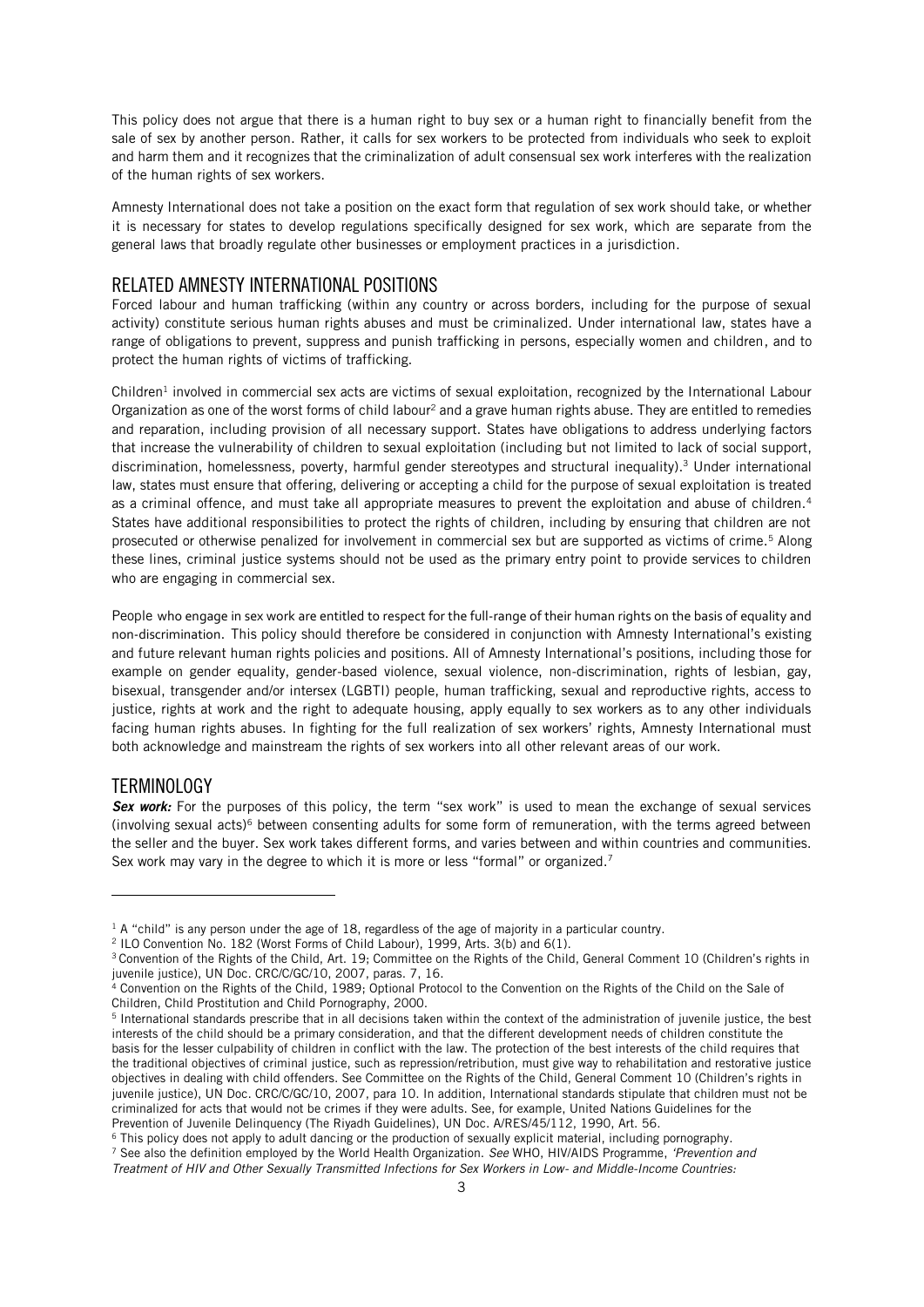This policy does not argue that there is a human right to buy sex or a human right to financially benefit from the sale of sex by another person. Rather, it calls for sex workers to be protected from individuals who seek to exploit and harm them and it recognizes that the criminalization of adult consensual sex work interferes with the realization of the human rights of sex workers.

Amnesty International does not take a position on the exact form that regulation of sex work should take, or whether it is necessary for states to develop regulations specifically designed for sex work, which are separate from the general laws that broadly regulate other businesses or employment practices in a jurisdiction.

## RELATED AMNESTY INTERNATIONAL POSITIONS

Forced labour and human trafficking (within any country or across borders, including for the purpose of sexual activity) constitute serious human rights abuses and must be criminalized. Under international law, states have a range of obligations to prevent, suppress and punish trafficking in persons, especially women and children, and to protect the human rights of victims of trafficking.

Children[1] involved in commercial sex acts are victims of sexual exploitation, recognized by the International Labour Organization as one of the worst forms of child labour[2] and a grave human rights abuse. They are entitled to remedies and reparation, including provision of all necessary support. States have obligations to address underlying factors that increase the vulnerability of children to sexual exploitation (including but not limited to lack of social support, discrimination, homelessness, poverty, harmful gender stereotypes and structural inequality).[3] Under international law, states must ensure that offering, delivering or accepting a child for the purpose of sexual exploitation is treated as a criminal offence, and must take all appropriate measures to prevent the exploitation and abuse of children.[4] States have additional responsibilities to protect the rights of children, including by ensuring that children are not prosecuted or otherwise penalized for involvement in commercial sex but are supported as victims of crime.[5] Along these lines, criminal justice systems should not be used as the primary entry point to provide services to children who are engaging in commercial sex.

People who engage in sex work are entitled to respect for the full-range of their human rights on the basis of equality and non-discrimination. This policy should therefore be considered in conjunction with Amnesty International's existing and future relevant human rights policies and positions. All of Amnesty International's positions, including those for example on gender equality, gender-based violence, sexual violence, non-discrimination, rights of lesbian, gay, bisexual, transgender and/or intersex (LGBTI) people, human trafficking, sexual and reproductive rights, access to justice, rights at work and the right to adequate housing, apply equally to sex workers as to any other individuals facing human rights abuses. In fighting for the full realization of sex workers' rights, Amnesty International must both acknowledge and mainstream the rights of sex workers into all other relevant areas of our work.

## TERMINOLOGY

***Sex work:*** For the purposes of this policy, the term "sex work" is used to mean the exchange of sexual services (involving sexual acts)[6] between consenting adults for some form of remuneration, with the terms agreed between the seller and the buyer. Sex work takes different forms, and varies between and within countries and communities. Sex work may vary in the degree to which it is more or less "formal" or organized.[7]

---

[1] A "child" is any person under the age of 18, regardless of the age of majority in a particular country.

[2] ILO Convention No. 182 (Worst Forms of Child Labour), 1999, Arts. 3(b) and 6(1).

[3] Convention of the Rights of the Child, Art. 19; Committee on the Rights of the Child, General Comment 10 (Children's rights in juvenile justice), UN Doc. CRC/C/GC/10, 2007, paras. 7, 16.

[4] Convention on the Rights of the Child, 1989; Optional Protocol to the Convention on the Rights of the Child on the Sale of Children, Child Prostitution and Child Pornography, 2000.

[5] International standards prescribe that in all decisions taken within the context of the administration of juvenile justice, the best interests of the child should be a primary consideration, and that the different development needs of children constitute the basis for the lesser culpability of children in conflict with the law. The protection of the best interests of the child requires that the traditional objectives of criminal justice, such as repression/retribution, must give way to rehabilitation and restorative justice objectives in dealing with child offenders. See Committee on the Rights of the Child, General Comment 10 (Children's rights in juvenile justice), UN Doc. CRC/C/GC/10, 2007, para 10. In addition, International standards stipulate that children must not be criminalized for acts that would not be crimes if they were adults. See, for example, United Nations Guidelines for the Prevention of Juvenile Delinquency (The Riyadh Guidelines), UN Doc. A/RES/45/112, 1990, Art. 56.

[6] This policy does not apply to adult dancing or the production of sexually explicit material, including pornography.

[7] See also the definition employed by the World Health Organization. *See* WHO, HIV/AIDS Programme, *'Prevention and Treatment of HIV and Other Sexually Transmitted Infections for Sex Workers in Low- and Middle-Income Countries:*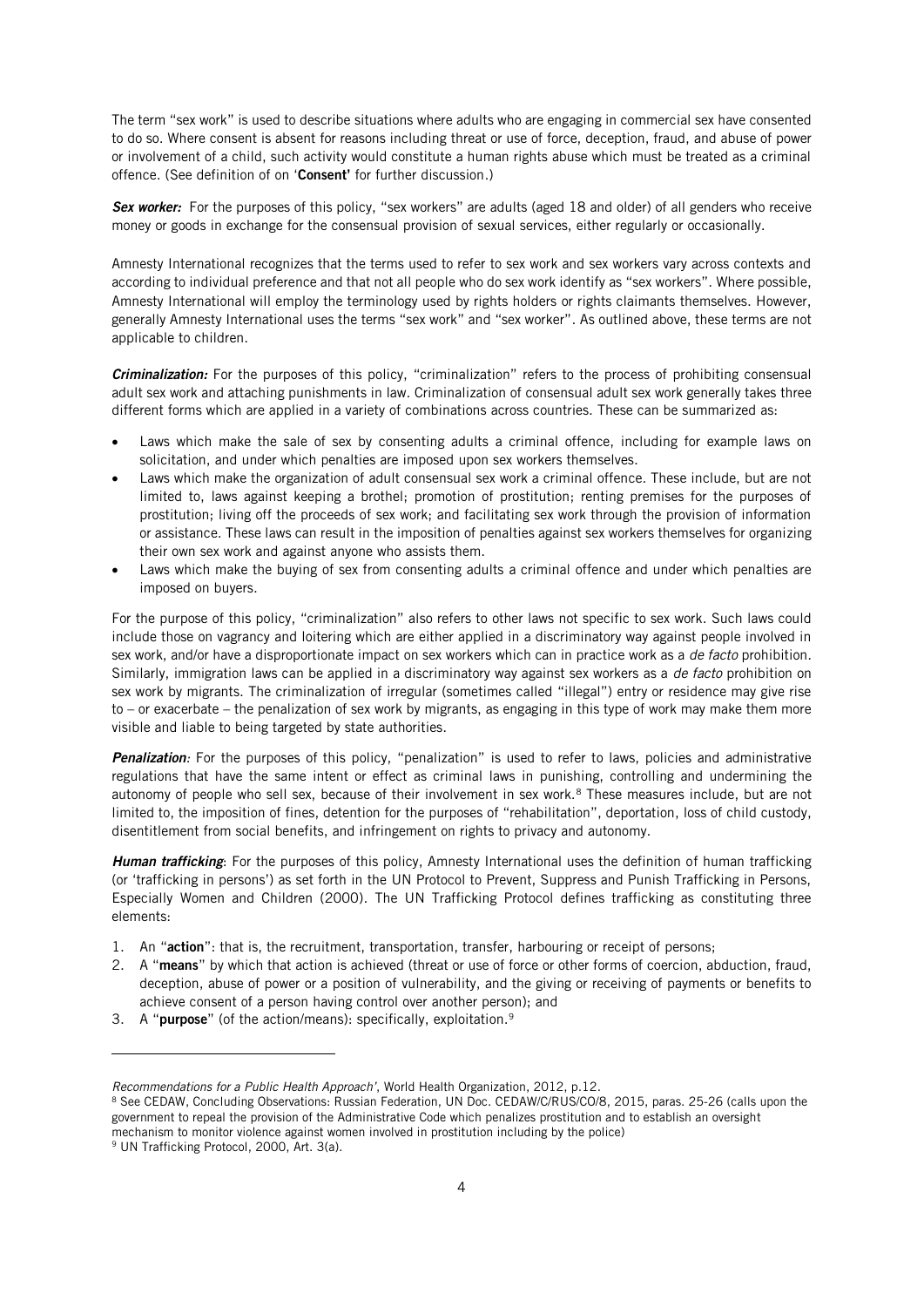The term "sex work" is used to describe situations where adults who are engaging in commercial sex have consented to do so. Where consent is absent for reasons including threat or use of force, deception, fraud, and abuse of power or involvement of a child, such activity would constitute a human rights abuse which must be treated as a criminal offence. (See definition of on '**Consent**' for further discussion.)

***Sex worker:*** For the purposes of this policy, "sex workers" are adults (aged 18 and older) of all genders who receive money or goods in exchange for the consensual provision of sexual services, either regularly or occasionally.

Amnesty International recognizes that the terms used to refer to sex work and sex workers vary across contexts and according to individual preference and that not all people who do sex work identify as "sex workers". Where possible, Amnesty International will employ the terminology used by rights holders or rights claimants themselves. However, generally Amnesty International uses the terms "sex work" and "sex worker". As outlined above, these terms are not applicable to children.

***Criminalization:*** For the purposes of this policy, "criminalization" refers to the process of prohibiting consensual adult sex work and attaching punishments in law. Criminalization of consensual adult sex work generally takes three different forms which are applied in a variety of combinations across countries. These can be summarized as:

- Laws which make the sale of sex by consenting adults a criminal offence, including for example laws on solicitation, and under which penalties are imposed upon sex workers themselves.
- Laws which make the organization of adult consensual sex work a criminal offence. These include, but are not limited to, laws against keeping a brothel; promotion of prostitution; renting premises for the purposes of prostitution; living off the proceeds of sex work; and facilitating sex work through the provision of information or assistance. These laws can result in the imposition of penalties against sex workers themselves for organizing their own sex work and against anyone who assists them.
- Laws which make the buying of sex from consenting adults a criminal offence and under which penalties are imposed on buyers.

For the purpose of this policy, "criminalization" also refers to other laws not specific to sex work. Such laws could include those on vagrancy and loitering which are either applied in a discriminatory way against people involved in sex work, and/or have a disproportionate impact on sex workers which can in practice work as a *de facto* prohibition. Similarly, immigration laws can be applied in a discriminatory way against sex workers as a *de facto* prohibition on sex work by migrants. The criminalization of irregular (sometimes called "illegal") entry or residence may give rise to – or exacerbate – the penalization of sex work by migrants, as engaging in this type of work may make them more visible and liable to being targeted by state authorities.

***Penalization:*** For the purposes of this policy, "penalization" is used to refer to laws, policies and administrative regulations that have the same intent or effect as criminal laws in punishing, controlling and undermining the autonomy of people who sell sex, because of their involvement in sex work.[8] These measures include, but are not limited to, the imposition of fines, detention for the purposes of "rehabilitation", deportation, loss of child custody, disentitlement from social benefits, and infringement on rights to privacy and autonomy.

***Human trafficking***: For the purposes of this policy, Amnesty International uses the definition of human trafficking (or 'trafficking in persons') as set forth in the UN Protocol to Prevent, Suppress and Punish Trafficking in Persons, Especially Women and Children (2000). The UN Trafficking Protocol defines trafficking as constituting three elements:

1. An "**action**": that is, the recruitment, transportation, transfer, harbouring or receipt of persons;
2. A "**means**" by which that action is achieved (threat or use of force or other forms of coercion, abduction, fraud, deception, abuse of power or a position of vulnerability, and the giving or receiving of payments or benefits to achieve consent of a person having control over another person); and
3. A "**purpose**" (of the action/means): specifically, exploitation.[9]

---

*Recommendations for a Public Health Approach'*, World Health Organization, 2012, p.12.

[8] See CEDAW, Concluding Observations: Russian Federation, UN Doc. CEDAW/C/RUS/CO/8, 2015, paras. 25-26 (calls upon the government to repeal the provision of the Administrative Code which penalizes prostitution and to establish an oversight mechanism to monitor violence against women involved in prostitution including by the police)

[9] UN Trafficking Protocol, 2000, Art. 3(a).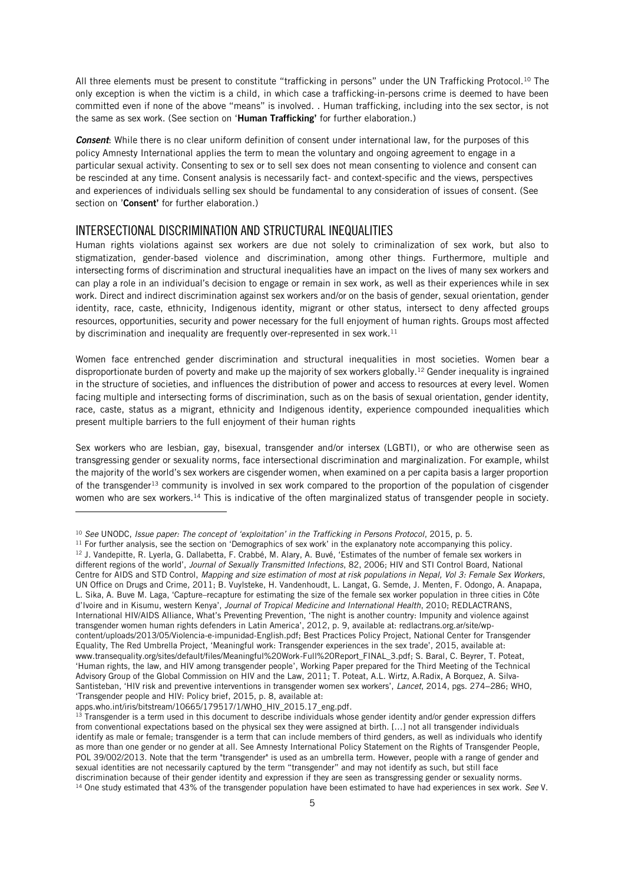All three elements must be present to constitute "trafficking in persons" under the UN Trafficking Protocol.[10] The only exception is when the victim is a child, in which case a trafficking-in-persons crime is deemed to have been committed even if none of the above "means" is involved. . Human trafficking, including into the sex sector, is not the same as sex work. (See section on '**Human Trafficking'** for further elaboration.)

***Consent***: While there is no clear uniform definition of consent under international law, for the purposes of this policy Amnesty International applies the term to mean the voluntary and ongoing agreement to engage in a particular sexual activity. Consenting to sex or to sell sex does not mean consenting to violence and consent can be rescinded at any time. Consent analysis is necessarily fact- and context-specific and the views, perspectives and experiences of individuals selling sex should be fundamental to any consideration of issues of consent. (See section on '**Consent'** for further elaboration.)

## INTERSECTIONAL DISCRIMINATION AND STRUCTURAL INEQUALITIES

Human rights violations against sex workers are due not solely to criminalization of sex work, but also to stigmatization, gender-based violence and discrimination, among other things. Furthermore, multiple and intersecting forms of discrimination and structural inequalities have an impact on the lives of many sex workers and can play a role in an individual's decision to engage or remain in sex work, as well as their experiences while in sex work. Direct and indirect discrimination against sex workers and/or on the basis of gender, sexual orientation, gender identity, race, caste, ethnicity, Indigenous identity, migrant or other status, intersect to deny affected groups resources, opportunities, security and power necessary for the full enjoyment of human rights. Groups most affected by discrimination and inequality are frequently over-represented in sex work.[11]

Women face entrenched gender discrimination and structural inequalities in most societies. Women bear a disproportionate burden of poverty and make up the majority of sex workers globally.[12] Gender inequality is ingrained in the structure of societies, and influences the distribution of power and access to resources at every level. Women facing multiple and intersecting forms of discrimination, such as on the basis of sexual orientation, gender identity, race, caste, status as a migrant, ethnicity and Indigenous identity, experience compounded inequalities which present multiple barriers to the full enjoyment of their human rights

Sex workers who are lesbian, gay, bisexual, transgender and/or intersex (LGBTI), or who are otherwise seen as transgressing gender or sexuality norms, face intersectional discrimination and marginalization. For example, whilst the majority of the world's sex workers are cisgender women, when examined on a per capita basis a larger proportion of the transgender[13] community is involved in sex work compared to the proportion of the population of cisgender women who are sex workers.[14] This is indicative of the often marginalized status of transgender people in society.

---

[10] *See* UNODC, *Issue paper: The concept of 'exploitation' in the Trafficking in Persons Protocol*, 2015, p. 5.

[11] For further analysis, see the section on 'Demographics of sex work' in the explanatory note accompanying this policy.

[12] J. Vandepitte, R. Lyerla, G. Dallabetta, F. Crabbé, M. Alary, A. Buvé, 'Estimates of the number of female sex workers in different regions of the world', *Journal of Sexually Transmitted Infections*, 82, 2006; HIV and STI Control Board, National Centre for AIDS and STD Control, *Mapping and size estimation of most at risk populations in Nepal, Vol 3: Female Sex Workers*, UN Office on Drugs and Crime, 2011; B. Vuylsteke, H. Vandenhoudt, L. Langat, G. Semde, J. Menten, F. Odongo, A. Anapapa, L. Sika, A. Buve M. Laga, 'Capture–recapture for estimating the size of the female sex worker population in three cities in Côte d'Ivoire and in Kisumu, western Kenya', *Journal of Tropical Medicine and International Health*, 2010; REDLACTRANS, International HIV/AIDS Alliance, What's Preventing Prevention, 'The night is another country: Impunity and violence against transgender women human rights defenders in Latin America', 2012, p. 9, available at: redlactrans.org.ar/site/wp-content/uploads/2013/05/Violencia-e-impunidad-English.pdf; Best Practices Policy Project, National Center for Transgender Equality, The Red Umbrella Project, 'Meaningful work: Transgender experiences in the sex trade', 2015, available at: www.transequality.org/sites/default/files/Meaningful%20Work-Full%20Report_FINAL_3.pdf; S. Baral, C. Beyrer, T. Poteat, 'Human rights, the law, and HIV among transgender people', Working Paper prepared for the Third Meeting of the Technical Advisory Group of the Global Commission on HIV and the Law, 2011; T. Poteat, A.L. Wirtz, A.Radix, A Borquez, A. Silva-Santisteban, 'HIV risk and preventive interventions in transgender women sex workers', *Lancet*, 2014, pgs. 274–286; WHO, 'Transgender people and HIV: Policy brief, 2015, p. 8, available at: apps.who.int/iris/bitstream/10665/179517/1/WHO_HIV_2015.17_eng.pdf.

[13] Transgender is a term used in this document to describe individuals whose gender identity and/or gender expression differs from conventional expectations based on the physical sex they were assigned at birth. [...] not all transgender individuals identify as male or female; transgender is a term that can include members of third genders, as well as individuals who identify as more than one gender or no gender at all. See Amnesty International Policy Statement on the Rights of Transgender People, POL 39/002/2013. Note that the term "transgender" is used as an umbrella term. However, people with a range of gender and sexual identities are not necessarily captured by the term "transgender" and may not identify as such, but still face discrimination because of their gender identity and expression if they are seen as transgressing gender or sexuality norms.

[14] One study estimated that 43% of the transgender population have been estimated to have had experiences in sex work. *See* V.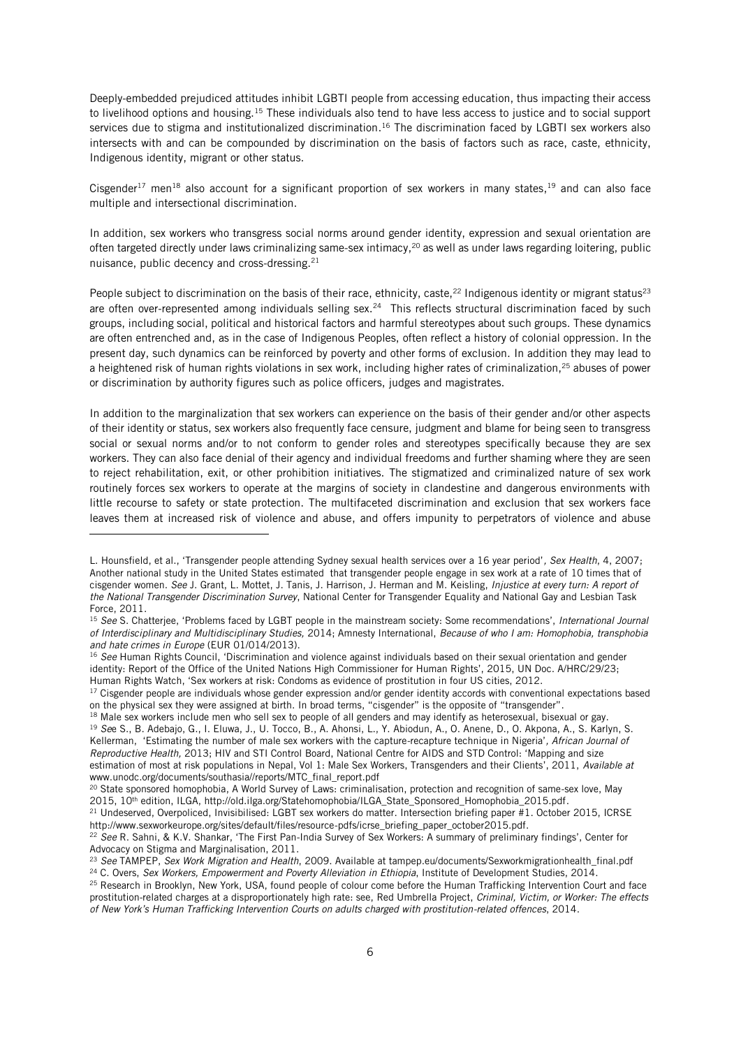Deeply-embedded prejudiced attitudes inhibit LGBTI people from accessing education, thus impacting their access to livelihood options and housing.[15] These individuals also tend to have less access to justice and to social support services due to stigma and institutionalized discrimination.[16] The discrimination faced by LGBTI sex workers also intersects with and can be compounded by discrimination on the basis of factors such as race, caste, ethnicity, Indigenous identity, migrant or other status.

Cisgender[17] men[18] also account for a significant proportion of sex workers in many states,[19] and can also face multiple and intersectional discrimination.

In addition, sex workers who transgress social norms around gender identity, expression and sexual orientation are often targeted directly under laws criminalizing same-sex intimacy,[20] as well as under laws regarding loitering, public nuisance, public decency and cross-dressing.[21]

People subject to discrimination on the basis of their race, ethnicity, caste,[22] Indigenous identity or migrant status[23] are often over-represented among individuals selling sex.[24] This reflects structural discrimination faced by such groups, including social, political and historical factors and harmful stereotypes about such groups. These dynamics are often entrenched and, as in the case of Indigenous Peoples, often reflect a history of colonial oppression. In the present day, such dynamics can be reinforced by poverty and other forms of exclusion. In addition they may lead to a heightened risk of human rights violations in sex work, including higher rates of criminalization,[25] abuses of power or discrimination by authority figures such as police officers, judges and magistrates.

In addition to the marginalization that sex workers can experience on the basis of their gender and/or other aspects of their identity or status, sex workers also frequently face censure, judgment and blame for being seen to transgress social or sexual norms and/or to not conform to gender roles and stereotypes specifically because they are sex workers. They can also face denial of their agency and individual freedoms and further shaming where they are seen to reject rehabilitation, exit, or other prohibition initiatives. The stigmatized and criminalized nature of sex work routinely forces sex workers to operate at the margins of society in clandestine and dangerous environments with little recourse to safety or state protection. The multifaceted discrimination and exclusion that sex workers face leaves them at increased risk of violence and abuse, and offers impunity to perpetrators of violence and abuse

---

L. Hounsfield, et al., 'Transgender people attending Sydney sexual health services over a 16 year period', *Sex Health*, 4, 2007; Another national study in the United States estimated that transgender people engage in sex work at a rate of 10 times that of cisgender women. *See* J. Grant, L. Mottet, J. Tanis, J. Harrison, J. Herman and M. Keisling, *Injustice at every turn: A report of the National Transgender Discrimination Survey*, National Center for Transgender Equality and National Gay and Lesbian Task Force, 2011.

[15] *See* S. Chatterjee, 'Problems faced by LGBT people in the mainstream society: Some recommendations', *International Journal of Interdisciplinary and Multidisciplinary Studies,* 2014; Amnesty International, *Because of who I am: Homophobia, transphobia and hate crimes in Europe* (EUR 01/014/2013).

[16] *See* Human Rights Council, 'Discrimination and violence against individuals based on their sexual orientation and gender identity: Report of the Office of the United Nations High Commissioner for Human Rights', 2015, UN Doc. A/HRC/29/23; Human Rights Watch, 'Sex workers at risk: Condoms as evidence of prostitution in four US cities, 2012.

[17] Cisgender people are individuals whose gender expression and/or gender identity accords with conventional expectations based on the physical sex they were assigned at birth. In broad terms, "cisgender" is the opposite of "transgender".

[18] Male sex workers include men who sell sex to people of all genders and may identify as heterosexual, bisexual or gay.

[19] *See* S., B. Adebajo, G., I. Eluwa, J., U. Tocco, B., A. Ahonsi, L., Y. Abiodun, A., O. Anene, D., O. Akpona, A., S. Karlyn, S. Kellerman, 'Estimating the number of male sex workers with the capture-recapture technique in Nigeria', *African Journal of Reproductive Health,* 2013; HIV and STI Control Board, National Centre for AIDS and STD Control: 'Mapping and size estimation of most at risk populations in Nepal, Vol 1: Male Sex Workers, Transgenders and their Clients', 2011, *Available at* www.unodc.org/documents/southasia//reports/MTC_final_report.pdf

[20] State sponsored homophobia, A World Survey of Laws: criminalisation, protection and recognition of same-sex love, May 2015, 10th edition, ILGA, http://old.ilga.org/Statehomophobia/ILGA_State_Sponsored_Homophobia_2015.pdf.

[21] Undeserved, Overpoliced, Invisibilised: LGBT sex workers do matter. Intersection briefing paper #1. October 2015, ICRSE http://www.sexworkeurope.org/sites/default/files/resource-pdfs/icrse_briefing_paper_october2015.pdf.

[22] *See* R. Sahni, & K.V. Shankar, 'The First Pan-India Survey of Sex Workers: A summary of preliminary findings', Center for Advocacy on Stigma and Marginalisation, 2011.

[23] *See* TAMPEP, *Sex Work Migration and Health*, 2009. Available at tampep.eu/documents/Sexworkmigrationhealth_final.pdf

[24] C. Overs, *Sex Workers, Empowerment and Poverty Alleviation in Ethiopia*, Institute of Development Studies, 2014.

[25] Research in Brooklyn, New York, USA, found people of colour come before the Human Trafficking Intervention Court and face prostitution-related charges at a disproportionately high rate: see, Red Umbrella Project, *Criminal, Victim, or Worker: The effects of New York's Human Trafficking Intervention Courts on adults charged with prostitution-related offences*, 2014.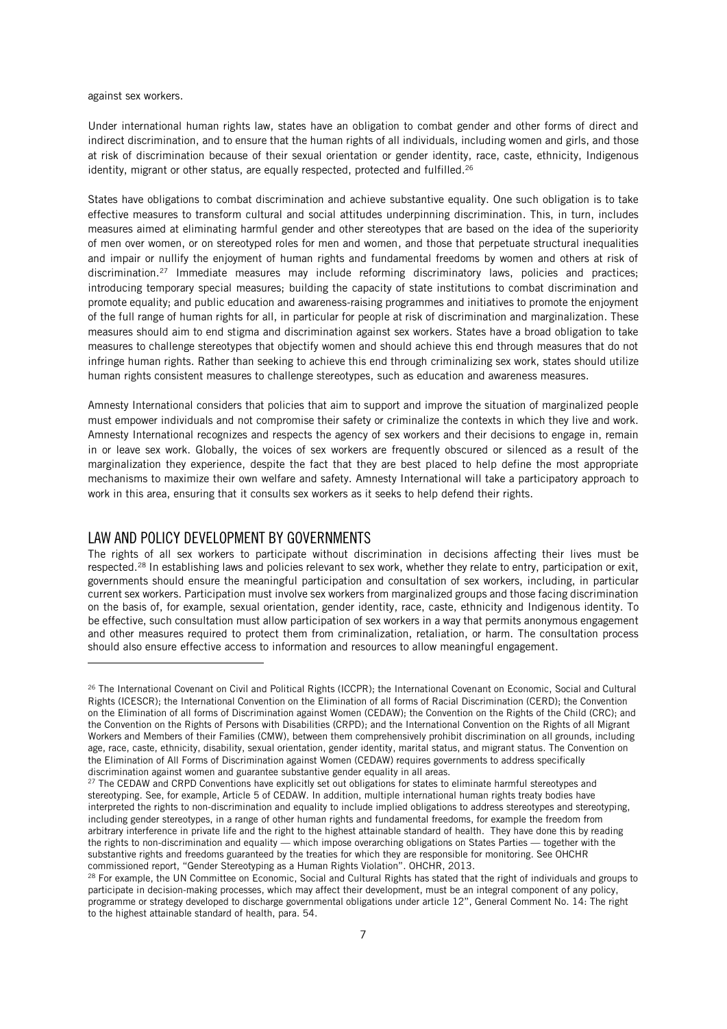against sex workers.

Under international human rights law, states have an obligation to combat gender and other forms of direct and indirect discrimination, and to ensure that the human rights of all individuals, including women and girls, and those at risk of discrimination because of their sexual orientation or gender identity, race, caste, ethnicity, Indigenous identity, migrant or other status, are equally respected, protected and fulfilled.[26]

States have obligations to combat discrimination and achieve substantive equality. One such obligation is to take effective measures to transform cultural and social attitudes underpinning discrimination. This, in turn, includes measures aimed at eliminating harmful gender and other stereotypes that are based on the idea of the superiority of men over women, or on stereotyped roles for men and women, and those that perpetuate structural inequalities and impair or nullify the enjoyment of human rights and fundamental freedoms by women and others at risk of discrimination.[27] Immediate measures may include reforming discriminatory laws, policies and practices; introducing temporary special measures; building the capacity of state institutions to combat discrimination and promote equality; and public education and awareness-raising programmes and initiatives to promote the enjoyment of the full range of human rights for all, in particular for people at risk of discrimination and marginalization. These measures should aim to end stigma and discrimination against sex workers. States have a broad obligation to take measures to challenge stereotypes that objectify women and should achieve this end through measures that do not infringe human rights. Rather than seeking to achieve this end through criminalizing sex work, states should utilize human rights consistent measures to challenge stereotypes, such as education and awareness measures.

Amnesty International considers that policies that aim to support and improve the situation of marginalized people must empower individuals and not compromise their safety or criminalize the contexts in which they live and work. Amnesty International recognizes and respects the agency of sex workers and their decisions to engage in, remain in or leave sex work. Globally, the voices of sex workers are frequently obscured or silenced as a result of the marginalization they experience, despite the fact that they are best placed to help define the most appropriate mechanisms to maximize their own welfare and safety. Amnesty International will take a participatory approach to work in this area, ensuring that it consults sex workers as it seeks to help defend their rights.

## LAW AND POLICY DEVELOPMENT BY GOVERNMENTS

The rights of all sex workers to participate without discrimination in decisions affecting their lives must be respected.[28] In establishing laws and policies relevant to sex work, whether they relate to entry, participation or exit, governments should ensure the meaningful participation and consultation of sex workers, including, in particular current sex workers. Participation must involve sex workers from marginalized groups and those facing discrimination on the basis of, for example, sexual orientation, gender identity, race, caste, ethnicity and Indigenous identity. To be effective, such consultation must allow participation of sex workers in a way that permits anonymous engagement and other measures required to protect them from criminalization, retaliation, or harm. The consultation process should also ensure effective access to information and resources to allow meaningful engagement.

---

[26] The International Covenant on Civil and Political Rights (ICCPR); the International Covenant on Economic, Social and Cultural Rights (ICESCR); the International Convention on the Elimination of all forms of Racial Discrimination (CERD); the Convention on the Elimination of all forms of Discrimination against Women (CEDAW); the Convention on the Rights of the Child (CRC); and the Convention on the Rights of Persons with Disabilities (CRPD); and the International Convention on the Rights of all Migrant Workers and Members of their Families (CMW), between them comprehensively prohibit discrimination on all grounds, including age, race, caste, ethnicity, disability, sexual orientation, gender identity, marital status, and migrant status. The Convention on the Elimination of All Forms of Discrimination against Women (CEDAW) requires governments to address specifically discrimination against women and guarantee substantive gender equality in all areas.

[27] The CEDAW and CRPD Conventions have explicitly set out obligations for states to eliminate harmful stereotypes and stereotyping. See, for example, Article 5 of CEDAW. In addition, multiple international human rights treaty bodies have interpreted the rights to non-discrimination and equality to include implied obligations to address stereotypes and stereotyping, including gender stereotypes, in a range of other human rights and fundamental freedoms, for example the freedom from arbitrary interference in private life and the right to the highest attainable standard of health. They have done this by reading the rights to non-discrimination and equality — which impose overarching obligations on States Parties — together with the substantive rights and freedoms guaranteed by the treaties for which they are responsible for monitoring. See OHCHR commissioned report, "Gender Stereotyping as a Human Rights Violation". OHCHR, 2013.

[28] For example, the UN Committee on Economic, Social and Cultural Rights has stated that the right of individuals and groups to participate in decision-making processes, which may affect their development, must be an integral component of any policy, programme or strategy developed to discharge governmental obligations under article 12", General Comment No. 14: The right to the highest attainable standard of health, para. 54.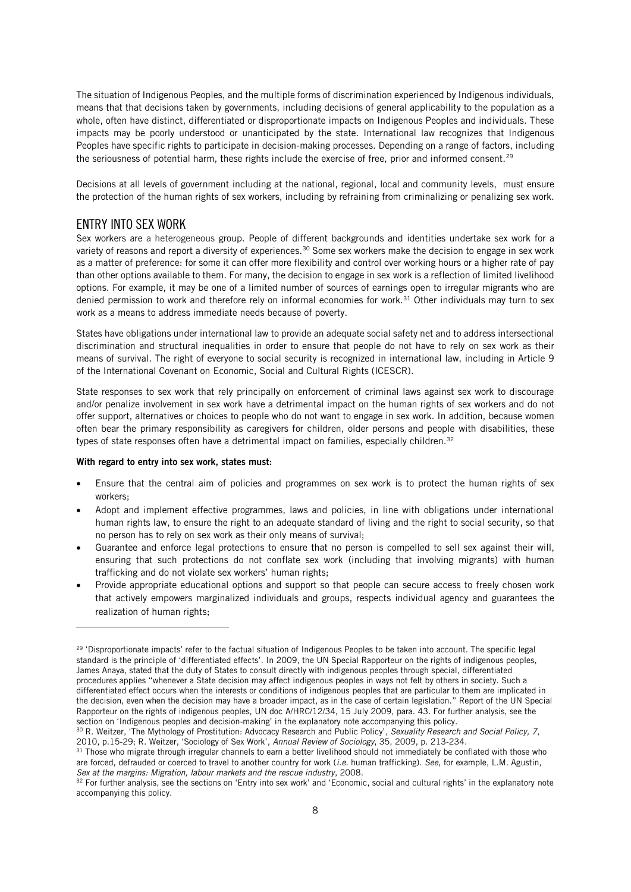The situation of Indigenous Peoples, and the multiple forms of discrimination experienced by Indigenous individuals, means that that decisions taken by governments, including decisions of general applicability to the population as a whole, often have distinct, differentiated or disproportionate impacts on Indigenous Peoples and individuals. These impacts may be poorly understood or unanticipated by the state. International law recognizes that Indigenous Peoples have specific rights to participate in decision-making processes. Depending on a range of factors, including the seriousness of potential harm, these rights include the exercise of free, prior and informed consent.[29]

Decisions at all levels of government including at the national, regional, local and community levels, must ensure the protection of the human rights of sex workers, including by refraining from criminalizing or penalizing sex work.

## ENTRY INTO SEX WORK

Sex workers are a heterogeneous group. People of different backgrounds and identities undertake sex work for a variety of reasons and report a diversity of experiences.[30] Some sex workers make the decision to engage in sex work as a matter of preference: for some it can offer more flexibility and control over working hours or a higher rate of pay than other options available to them. For many, the decision to engage in sex work is a reflection of limited livelihood options. For example, it may be one of a limited number of sources of earnings open to irregular migrants who are denied permission to work and therefore rely on informal economies for work.[31] Other individuals may turn to sex work as a means to address immediate needs because of poverty.

States have obligations under international law to provide an adequate social safety net and to address intersectional discrimination and structural inequalities in order to ensure that people do not have to rely on sex work as their means of survival. The right of everyone to social security is recognized in international law, including in Article 9 of the International Covenant on Economic, Social and Cultural Rights (ICESCR).

State responses to sex work that rely principally on enforcement of criminal laws against sex work to discourage and/or penalize involvement in sex work have a detrimental impact on the human rights of sex workers and do not offer support, alternatives or choices to people who do not want to engage in sex work. In addition, because women often bear the primary responsibility as caregivers for children, older persons and people with disabilities, these types of state responses often have a detrimental impact on families, especially children.[32]

**With regard to entry into sex work, states must:**

- Ensure that the central aim of policies and programmes on sex work is to protect the human rights of sex workers;
- Adopt and implement effective programmes, laws and policies, in line with obligations under international human rights law, to ensure the right to an adequate standard of living and the right to social security, so that no person has to rely on sex work as their only means of survival;
- Guarantee and enforce legal protections to ensure that no person is compelled to sell sex against their will, ensuring that such protections do not conflate sex work (including that involving migrants) with human trafficking and do not violate sex workers' human rights;
- Provide appropriate educational options and support so that people can secure access to freely chosen work that actively empowers marginalized individuals and groups, respects individual agency and guarantees the realization of human rights;

---

[29] 'Disproportionate impacts' refer to the factual situation of Indigenous Peoples to be taken into account. The specific legal standard is the principle of 'differentiated effects'. In 2009, the UN Special Rapporteur on the rights of indigenous peoples, James Anaya, stated that the duty of States to consult directly with indigenous peoples through special, differentiated procedures applies "whenever a State decision may affect indigenous peoples in ways not felt by others in society. Such a differentiated effect occurs when the interests or conditions of indigenous peoples that are particular to them are implicated in the decision, even when the decision may have a broader impact, as in the case of certain legislation." Report of the UN Special Rapporteur on the rights of indigenous peoples, UN doc A/HRC/12/34, 15 July 2009, para. 43. For further analysis, see the section on 'Indigenous peoples and decision-making' in the explanatory note accompanying this policy.

[30] R. Weitzer, 'The Mythology of Prostitution: Advocacy Research and Public Policy', *Sexuality Research and Social Policy, 7*, 2010, p.15-29; R. Weitzer, 'Sociology of Sex Work', *Annual Review of Sociology*, 35, 2009, p. 213-234.

[31] Those who migrate through irregular channels to earn a better livelihood should not immediately be conflated with those who are forced, defrauded or coerced to travel to another country for work (*i.e.* human trafficking). *See*, for example, L.M. Agustin, *Sex at the margins: Migration, labour markets and the rescue industry*, 2008.

[32] For further analysis, see the sections on 'Entry into sex work' and 'Economic, social and cultural rights' in the explanatory note accompanying this policy.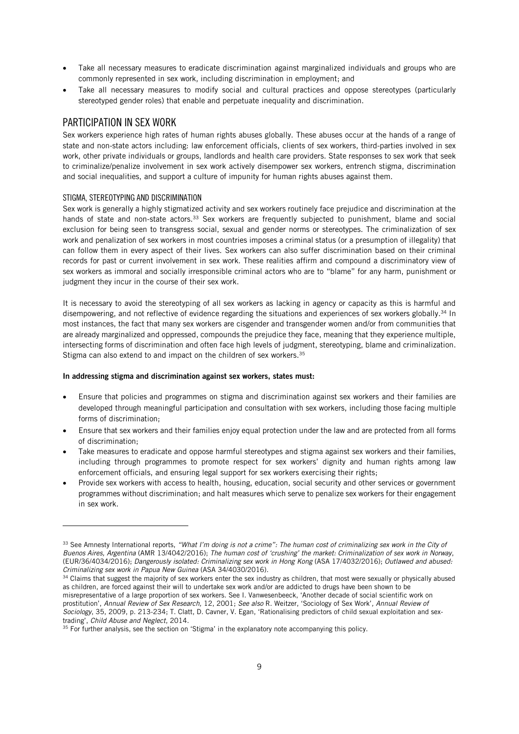- Take all necessary measures to eradicate discrimination against marginalized individuals and groups who are commonly represented in sex work, including discrimination in employment; and
- Take all necessary measures to modify social and cultural practices and oppose stereotypes (particularly stereotyped gender roles) that enable and perpetuate inequality and discrimination.

## PARTICIPATION IN SEX WORK

Sex workers experience high rates of human rights abuses globally. These abuses occur at the hands of a range of state and non-state actors including: law enforcement officials, clients of sex workers, third-parties involved in sex work, other private individuals or groups, landlords and health care providers. State responses to sex work that seek to criminalize/penalize involvement in sex work actively disempower sex workers, entrench stigma, discrimination and social inequalities, and support a culture of impunity for human rights abuses against them.

### STIGMA, STEREOTYPING AND DISCRIMINATION

Sex work is generally a highly stigmatized activity and sex workers routinely face prejudice and discrimination at the hands of state and non-state actors.[33] Sex workers are frequently subjected to punishment, blame and social exclusion for being seen to transgress social, sexual and gender norms or stereotypes. The criminalization of sex work and penalization of sex workers in most countries imposes a criminal status (or a presumption of illegality) that can follow them in every aspect of their lives. Sex workers can also suffer discrimination based on their criminal records for past or current involvement in sex work. These realities affirm and compound a discriminatory view of sex workers as immoral and socially irresponsible criminal actors who are to "blame" for any harm, punishment or judgment they incur in the course of their sex work.

It is necessary to avoid the stereotyping of all sex workers as lacking in agency or capacity as this is harmful and disempowering, and not reflective of evidence regarding the situations and experiences of sex workers globally.[34] In most instances, the fact that many sex workers are cisgender and transgender women and/or from communities that are already marginalized and oppressed, compounds the prejudice they face, meaning that they experience multiple, intersecting forms of discrimination and often face high levels of judgment, stereotyping, blame and criminalization. Stigma can also extend to and impact on the children of sex workers.[35]

**In addressing stigma and discrimination against sex workers, states must:**

- Ensure that policies and programmes on stigma and discrimination against sex workers and their families are developed through meaningful participation and consultation with sex workers, including those facing multiple forms of discrimination;
- Ensure that sex workers and their families enjoy equal protection under the law and are protected from all forms of discrimination;
- Take measures to eradicate and oppose harmful stereotypes and stigma against sex workers and their families, including through programmes to promote respect for sex workers' dignity and human rights among law enforcement officials, and ensuring legal support for sex workers exercising their rights;
- Provide sex workers with access to health, housing, education, social security and other services or government programmes without discrimination; and halt measures which serve to penalize sex workers for their engagement in sex work.

---

[33] See Amnesty International reports, *"What I'm doing is not a crime": The human cost of criminalizing sex work in the City of Buenos Aires, Argentina* (AMR 13/4042/2016); *The human cost of 'crushing' the market: Criminalization of sex work in Norway*, (EUR/36/4034/2016); *Dangerously isolated: Criminalizing sex work in Hong Kong* (ASA 17/4032/2016); *Outlawed and abused: Criminalizing sex work in Papua New Guinea* (ASA 34/4030/2016).

[34] Claims that suggest the majority of sex workers enter the sex industry as children, that most were sexually or physically abused as children, are forced against their will to undertake sex work and/or are addicted to drugs have been shown to be misrepresentative of a large proportion of sex workers. See I. Vanwesenbeeck, 'Another decade of social scientific work on prostitution', *Annual Review of Sex Research,* 12, 2001; *See also* R. Weitzer, 'Sociology of Sex Work', *Annual Review of Sociology*, 35, 2009, p. 213-234; T. Clatt, D. Cavner, V. Egan, 'Rationalising predictors of child sexual exploitation and sex-trading', *Child Abuse and Neglect*, 2014.

[35] For further analysis, see the section on 'Stigma' in the explanatory note accompanying this policy.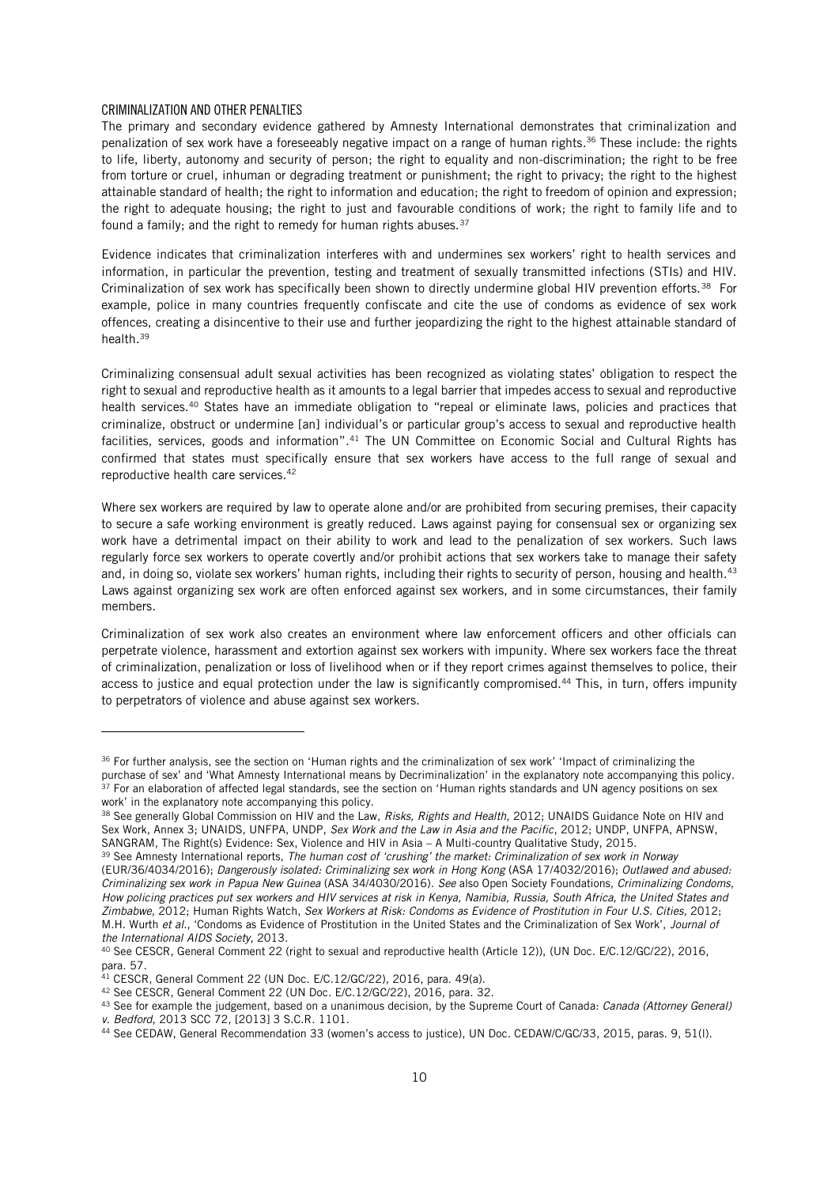## CRIMINALIZATION AND OTHER PENALTIES

The primary and secondary evidence gathered by Amnesty International demonstrates that criminalization and penalization of sex work have a foreseeably negative impact on a range of human rights.[36] These include: the rights to life, liberty, autonomy and security of person; the right to equality and non-discrimination; the right to be free from torture or cruel, inhuman or degrading treatment or punishment; the right to privacy; the right to the highest attainable standard of health; the right to information and education; the right to freedom of opinion and expression; the right to adequate housing; the right to just and favourable conditions of work; the right to family life and to found a family; and the right to remedy for human rights abuses.[37]

Evidence indicates that criminalization interferes with and undermines sex workers' right to health services and information, in particular the prevention, testing and treatment of sexually transmitted infections (STIs) and HIV. Criminalization of sex work has specifically been shown to directly undermine global HIV prevention efforts.[38] For example, police in many countries frequently confiscate and cite the use of condoms as evidence of sex work offences, creating a disincentive to their use and further jeopardizing the right to the highest attainable standard of health.[39]

Criminalizing consensual adult sexual activities has been recognized as violating states' obligation to respect the right to sexual and reproductive health as it amounts to a legal barrier that impedes access to sexual and reproductive health services.[40] States have an immediate obligation to "repeal or eliminate laws, policies and practices that criminalize, obstruct or undermine [an] individual's or particular group's access to sexual and reproductive health facilities, services, goods and information".[41] The UN Committee on Economic Social and Cultural Rights has confirmed that states must specifically ensure that sex workers have access to the full range of sexual and reproductive health care services.[42]

Where sex workers are required by law to operate alone and/or are prohibited from securing premises, their capacity to secure a safe working environment is greatly reduced. Laws against paying for consensual sex or organizing sex work have a detrimental impact on their ability to work and lead to the penalization of sex workers. Such laws regularly force sex workers to operate covertly and/or prohibit actions that sex workers take to manage their safety and, in doing so, violate sex workers' human rights, including their rights to security of person, housing and health.[43] Laws against organizing sex work are often enforced against sex workers, and in some circumstances, their family members.

Criminalization of sex work also creates an environment where law enforcement officers and other officials can perpetrate violence, harassment and extortion against sex workers with impunity. Where sex workers face the threat of criminalization, penalization or loss of livelihood when or if they report crimes against themselves to police, their access to justice and equal protection under the law is significantly compromised.[44] This, in turn, offers impunity to perpetrators of violence and abuse against sex workers.

---

[36] For further analysis, see the section on 'Human rights and the criminalization of sex work' 'Impact of criminalizing the purchase of sex' and 'What Amnesty International means by Decriminalization' in the explanatory note accompanying this policy.

[37] For an elaboration of affected legal standards, see the section on 'Human rights standards and UN agency positions on sex work' in the explanatory note accompanying this policy.

[38] See generally Global Commission on HIV and the Law, *Risks, Rights and Health,* 2012; UNAIDS Guidance Note on HIV and Sex Work, Annex 3; UNAIDS, UNFPA, UNDP, *Sex Work and the Law in Asia and the Pacific*, 2012; UNDP, UNFPA, APNSW, SANGRAM, The Right(s) Evidence: Sex, Violence and HIV in Asia – A Multi-country Qualitative Study, 2015.

[39] See Amnesty International reports, *The human cost of 'crushing' the market: Criminalization of sex work in Norway* (EUR/36/4034/2016); *Dangerously isolated: Criminalizing sex work in Hong Kong* (ASA 17/4032/2016); *Outlawed and abused: Criminalizing sex work in Papua New Guinea* (ASA 34/4030/2016). *See* also Open Society Foundations, *Criminalizing Condoms, How policing practices put sex workers and HIV services at risk in Kenya, Namibia, Russia, South Africa, the United States and Zimbabwe*, 2012; Human Rights Watch, *Sex Workers at Risk: Condoms as Evidence of Prostitution in Four U.S. Cities,* 2012; M.H. Wurth *et al.*, 'Condoms as Evidence of Prostitution in the United States and the Criminalization of Sex Work', *Journal of the International AIDS Society*, 2013.

[40] See CESCR, General Comment 22 (right to sexual and reproductive health (Article 12)), (UN Doc. E/C.12/GC/22), 2016, para. 57.

[41] CESCR, General Comment 22 (UN Doc. E/C.12/GC/22), 2016, para. 49(a).

[42] See CESCR, General Comment 22 (UN Doc. E/C.12/GC/22), 2016, para. 32.

[43] See for example the judgement, based on a unanimous decision, by the Supreme Court of Canada: *Canada (Attorney General) v. Bedford*, 2013 SCC 72, [2013] 3 S.C.R. 1101.

[44] See CEDAW, General Recommendation 33 (women's access to justice), UN Doc. CEDAW/C/GC/33, 2015, paras. 9, 51(l).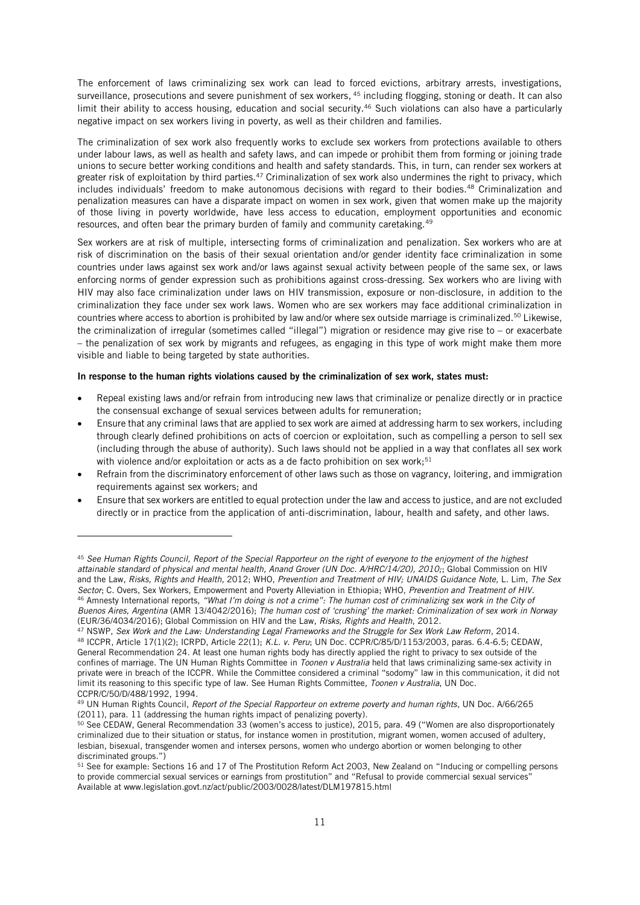The enforcement of laws criminalizing sex work can lead to forced evictions, arbitrary arrests, investigations, surveillance, prosecutions and severe punishment of sex workers, [45] including flogging, stoning or death. It can also limit their ability to access housing, education and social security.[46] Such violations can also have a particularly negative impact on sex workers living in poverty, as well as their children and families.

The criminalization of sex work also frequently works to exclude sex workers from protections available to others under labour laws, as well as health and safety laws, and can impede or prohibit them from forming or joining trade unions to secure better working conditions and health and safety standards. This, in turn, can render sex workers at greater risk of exploitation by third parties.[47] Criminalization of sex work also undermines the right to privacy, which includes individuals' freedom to make autonomous decisions with regard to their bodies.[48] Criminalization and penalization measures can have a disparate impact on women in sex work, given that women make up the majority of those living in poverty worldwide, have less access to education, employment opportunities and economic resources, and often bear the primary burden of family and community caretaking.[49]

Sex workers are at risk of multiple, intersecting forms of criminalization and penalization. Sex workers who are at risk of discrimination on the basis of their sexual orientation and/or gender identity face criminalization in some countries under laws against sex work and/or laws against sexual activity between people of the same sex, or laws enforcing norms of gender expression such as prohibitions against cross-dressing. Sex workers who are living with HIV may also face criminalization under laws on HIV transmission, exposure or non-disclosure, in addition to the criminalization they face under sex work laws. Women who are sex workers may face additional criminalization in countries where access to abortion is prohibited by law and/or where sex outside marriage is criminalized.[50] Likewise, the criminalization of irregular (sometimes called "illegal") migration or residence may give rise to – or exacerbate – the penalization of sex work by migrants and refugees, as engaging in this type of work might make them more visible and liable to being targeted by state authorities.

**In response to the human rights violations caused by the criminalization of sex work, states must:**

- Repeal existing laws and/or refrain from introducing new laws that criminalize or penalize directly or in practice the consensual exchange of sexual services between adults for remuneration;
- Ensure that any criminal laws that are applied to sex work are aimed at addressing harm to sex workers, including through clearly defined prohibitions on acts of coercion or exploitation, such as compelling a person to sell sex (including through the abuse of authority). Such laws should not be applied in a way that conflates all sex work with violence and/or exploitation or acts as a de facto prohibition on sex work;[51]
- Refrain from the discriminatory enforcement of other laws such as those on vagrancy, loitering, and immigration requirements against sex workers; and
- Ensure that sex workers are entitled to equal protection under the law and access to justice, and are not excluded directly or in practice from the application of anti-discrimination, labour, health and safety, and other laws.

---

[45] *See Human Rights Council, Report of the Special Rapporteur on the right of everyone to the enjoyment of the highest attainable standard of physical and mental health, Anand Grover (UN Doc. A/HRC/14/20), 2010;*; Global Commission on HIV and the Law, *Risks, Rights and Health,* 2012; WHO, *Prevention and Treatment of HIV; UNAIDS Guidance Note,* L. Lim, *The Sex Sector*; C. Overs, Sex Workers, Empowerment and Poverty Alleviation in Ethiopia; WHO, *Prevention and Treatment of HIV*.

[46] Amnesty International reports, *"What I'm doing is not a crime": The human cost of criminalizing sex work in the City of Buenos Aires, Argentina* (AMR 13/4042/2016); *The human cost of 'crushing' the market: Criminalization of sex work in Norway* (EUR/36/4034/2016); Global Commission on HIV and the Law, *Risks, Rights and Health*, 2012.

[47] NSWP, *Sex Work and the Law: Understanding Legal Frameworks and the Struggle for Sex Work Law Reform*, 2014.

[48] ICCPR, Article 17(1)(2); ICRPD, Article 22(1); *K.L. v. Peru*; UN Doc. CCPR/C/85/D/1153/2003, paras. 6.4-6.5; CEDAW, General Recommendation 24. At least one human rights body has directly applied the right to privacy to sex outside of the confines of marriage. The UN Human Rights Committee in *Toonen v Australia* held that laws criminalizing same-sex activity in private were in breach of the ICCPR. While the Committee considered a criminal "sodomy" law in this communication, it did not limit its reasoning to this specific type of law. See Human Rights Committee, *Toonen v Australia*, UN Doc. CCPR/C/50/D/488/1992, 1994.

[49] UN Human Rights Council, *Report of the Special Rapporteur on extreme poverty and human rights*, UN Doc. A/66/265 (2011), para. 11 (addressing the human rights impact of penalizing poverty).

[50] See CEDAW, General Recommendation 33 (women's access to justice), 2015, para. 49 ("Women are also disproportionately criminalized due to their situation or status, for instance women in prostitution, migrant women, women accused of adultery, lesbian, bisexual, transgender women and intersex persons, women who undergo abortion or women belonging to other discriminated groups.")

[51] See for example: Sections 16 and 17 of The Prostitution Reform Act 2003, New Zealand on "Inducing or compelling persons to provide commercial sexual services or earnings from prostitution" and "Refusal to provide commercial sexual services" Available at www.legislation.govt.nz/act/public/2003/0028/latest/DLM197815.html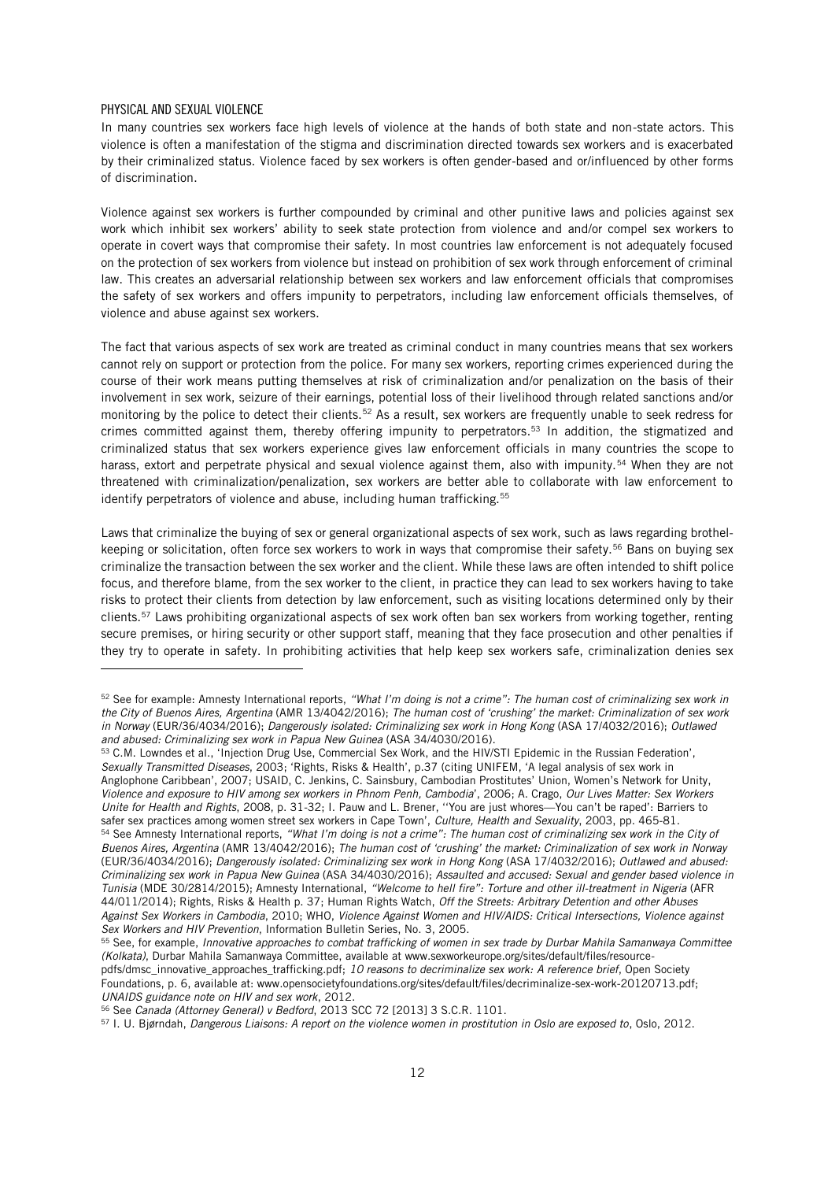## PHYSICAL AND SEXUAL VIOLENCE

In many countries sex workers face high levels of violence at the hands of both state and non-state actors. This violence is often a manifestation of the stigma and discrimination directed towards sex workers and is exacerbated by their criminalized status. Violence faced by sex workers is often gender-based and or/influenced by other forms of discrimination.

Violence against sex workers is further compounded by criminal and other punitive laws and policies against sex work which inhibit sex workers' ability to seek state protection from violence and and/or compel sex workers to operate in covert ways that compromise their safety. In most countries law enforcement is not adequately focused on the protection of sex workers from violence but instead on prohibition of sex work through enforcement of criminal law. This creates an adversarial relationship between sex workers and law enforcement officials that compromises the safety of sex workers and offers impunity to perpetrators, including law enforcement officials themselves, of violence and abuse against sex workers.

The fact that various aspects of sex work are treated as criminal conduct in many countries means that sex workers cannot rely on support or protection from the police. For many sex workers, reporting crimes experienced during the course of their work means putting themselves at risk of criminalization and/or penalization on the basis of their involvement in sex work, seizure of their earnings, potential loss of their livelihood through related sanctions and/or monitoring by the police to detect their clients.[52] As a result, sex workers are frequently unable to seek redress for crimes committed against them, thereby offering impunity to perpetrators.[53] In addition, the stigmatized and criminalized status that sex workers experience gives law enforcement officials in many countries the scope to harass, extort and perpetrate physical and sexual violence against them, also with impunity.[54] When they are not threatened with criminalization/penalization, sex workers are better able to collaborate with law enforcement to identify perpetrators of violence and abuse, including human trafficking.[55]

Laws that criminalize the buying of sex or general organizational aspects of sex work, such as laws regarding brothel-keeping or solicitation, often force sex workers to work in ways that compromise their safety.[56] Bans on buying sex criminalize the transaction between the sex worker and the client. While these laws are often intended to shift police focus, and therefore blame, from the sex worker to the client, in practice they can lead to sex workers having to take risks to protect their clients from detection by law enforcement, such as visiting locations determined only by their clients.[57] Laws prohibiting organizational aspects of sex work often ban sex workers from working together, renting secure premises, or hiring security or other support staff, meaning that they face prosecution and other penalties if they try to operate in safety. In prohibiting activities that help keep sex workers safe, criminalization denies sex

---

[52] See for example: Amnesty International reports, *"What I'm doing is not a crime": The human cost of criminalizing sex work in the City of Buenos Aires, Argentina* (AMR 13/4042/2016); *The human cost of 'crushing' the market: Criminalization of sex work in Norway* (EUR/36/4034/2016); *Dangerously isolated: Criminalizing sex work in Hong Kong* (ASA 17/4032/2016); *Outlawed and abused: Criminalizing sex work in Papua New Guinea* (ASA 34/4030/2016).

[53] C.M. Lowndes et al., 'Injection Drug Use, Commercial Sex Work, and the HIV/STI Epidemic in the Russian Federation', *Sexually Transmitted Diseases*, 2003; 'Rights, Risks & Health', p.37 (citing UNIFEM, 'A legal analysis of sex work in Anglophone Caribbean', 2007; USAID, C. Jenkins, C. Sainsbury, Cambodian Prostitutes' Union, Women's Network for Unity, *Violence and exposure to HIV among sex workers in Phnom Penh, Cambodia*', 2006; A. Crago, *Our Lives Matter: Sex Workers Unite for Health and Rights*, 2008, p. 31-32; I. Pauw and L. Brener, ''You are just whores—You can't be raped': Barriers to safer sex practices among women street sex workers in Cape Town', *Culture, Health and Sexuality*, 2003, pp. 465-81.

[54] See Amnesty International reports, *"What I'm doing is not a crime": The human cost of criminalizing sex work in the City of Buenos Aires, Argentina* (AMR 13/4042/2016); *The human cost of 'crushing' the market: Criminalization of sex work in Norway* (EUR/36/4034/2016); *Dangerously isolated: Criminalizing sex work in Hong Kong* (ASA 17/4032/2016); *Outlawed and abused: Criminalizing sex work in Papua New Guinea* (ASA 34/4030/2016); *Assaulted and accused: Sexual and gender based violence in Tunisia* (MDE 30/2814/2015); Amnesty International, *"Welcome to hell fire": Torture and other ill-treatment in Nigeria* (AFR 44/011/2014); Rights, Risks & Health p. 37; Human Rights Watch, *Off the Streets: Arbitrary Detention and other Abuses Against Sex Workers in Cambodia*, 2010; WHO, *Violence Against Women and HIV/AIDS: Critical Intersections, Violence against Sex Workers and HIV Prevention*, Information Bulletin Series, No. 3, 2005.

[55] See, for example, *Innovative approaches to combat trafficking of women in sex trade by Durbar Mahila Samanwaya Committee (Kolkata)*, Durbar Mahila Samanwaya Committee, available at www.sexworkeurope.org/sites/default/files/resource-pdfs/dmsc_innovative_approaches_trafficking.pdf; *10 reasons to decriminalize sex work: A reference brief*, Open Society Foundations, p. 6, available at: www.opensocietyfoundations.org/sites/default/files/decriminalize-sex-work-20120713.pdf; *UNAIDS guidance note on HIV and sex work*, 2012.

[56] See *Canada (Attorney General) v Bedford*, 2013 SCC 72 [2013] 3 S.C.R. 1101.

[57] I. U. Bjørndah, *Dangerous Liaisons: A report on the violence women in prostitution in Oslo are exposed to*, Oslo, 2012.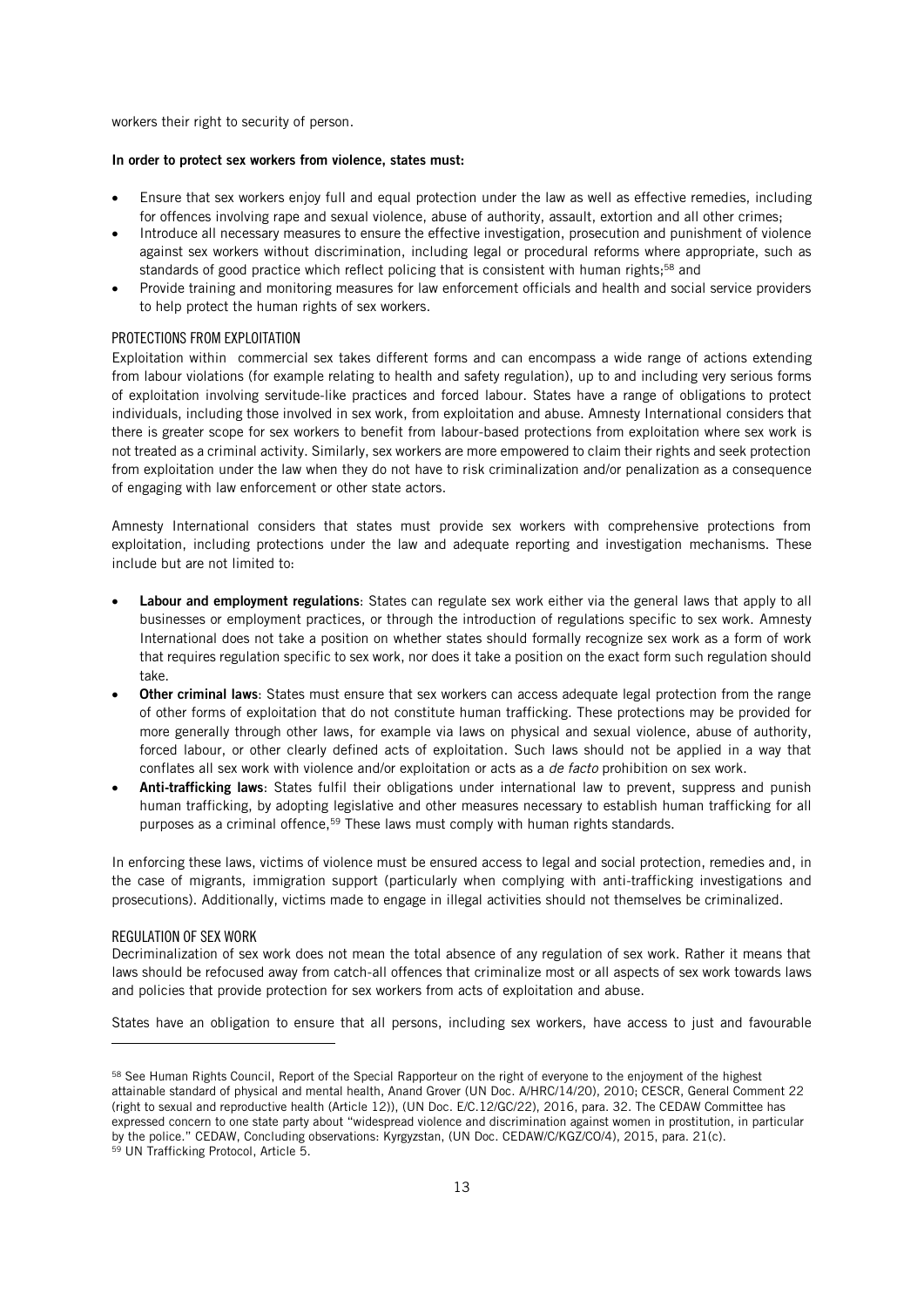workers their right to security of person.

**In order to protect sex workers from violence, states must:**

- Ensure that sex workers enjoy full and equal protection under the law as well as effective remedies, including for offences involving rape and sexual violence, abuse of authority, assault, extortion and all other crimes;
- Introduce all necessary measures to ensure the effective investigation, prosecution and punishment of violence against sex workers without discrimination, including legal or procedural reforms where appropriate, such as standards of good practice which reflect policing that is consistent with human rights;[58] and
- Provide training and monitoring measures for law enforcement officials and health and social service providers to help protect the human rights of sex workers.

### PROTECTIONS FROM EXPLOITATION

Exploitation within commercial sex takes different forms and can encompass a wide range of actions extending from labour violations (for example relating to health and safety regulation), up to and including very serious forms of exploitation involving servitude-like practices and forced labour. States have a range of obligations to protect individuals, including those involved in sex work, from exploitation and abuse. Amnesty International considers that there is greater scope for sex workers to benefit from labour-based protections from exploitation where sex work is not treated as a criminal activity. Similarly, sex workers are more empowered to claim their rights and seek protection from exploitation under the law when they do not have to risk criminalization and/or penalization as a consequence of engaging with law enforcement or other state actors.

Amnesty International considers that states must provide sex workers with comprehensive protections from exploitation, including protections under the law and adequate reporting and investigation mechanisms. These include but are not limited to:

- **Labour and employment regulations**: States can regulate sex work either via the general laws that apply to all businesses or employment practices, or through the introduction of regulations specific to sex work. Amnesty International does not take a position on whether states should formally recognize sex work as a form of work that requires regulation specific to sex work, nor does it take a position on the exact form such regulation should take.
- **Other criminal laws**: States must ensure that sex workers can access adequate legal protection from the range of other forms of exploitation that do not constitute human trafficking. These protections may be provided for more generally through other laws, for example via laws on physical and sexual violence, abuse of authority, forced labour, or other clearly defined acts of exploitation. Such laws should not be applied in a way that conflates all sex work with violence and/or exploitation or acts as a *de facto* prohibition on sex work.
- **Anti-trafficking laws**: States fulfil their obligations under international law to prevent, suppress and punish human trafficking, by adopting legislative and other measures necessary to establish human trafficking for all purposes as a criminal offence,[59] These laws must comply with human rights standards.

In enforcing these laws, victims of violence must be ensured access to legal and social protection, remedies and, in the case of migrants, immigration support (particularly when complying with anti-trafficking investigations and prosecutions). Additionally, victims made to engage in illegal activities should not themselves be criminalized.

### REGULATION OF SEX WORK

Decriminalization of sex work does not mean the total absence of any regulation of sex work. Rather it means that laws should be refocused away from catch-all offences that criminalize most or all aspects of sex work towards laws and policies that provide protection for sex workers from acts of exploitation and abuse.

States have an obligation to ensure that all persons, including sex workers, have access to just and favourable

---

[58] See Human Rights Council, Report of the Special Rapporteur on the right of everyone to the enjoyment of the highest attainable standard of physical and mental health, Anand Grover (UN Doc. A/HRC/14/20), 2010; CESCR, General Comment 22 (right to sexual and reproductive health (Article 12)), (UN Doc. E/C.12/GC/22), 2016, para. 32. The CEDAW Committee has expressed concern to one state party about "widespread violence and discrimination against women in prostitution, in particular by the police." CEDAW, Concluding observations: Kyrgyzstan, (UN Doc. CEDAW/C/KGZ/CO/4), 2015, para. 21(c).

[59] UN Trafficking Protocol, Article 5.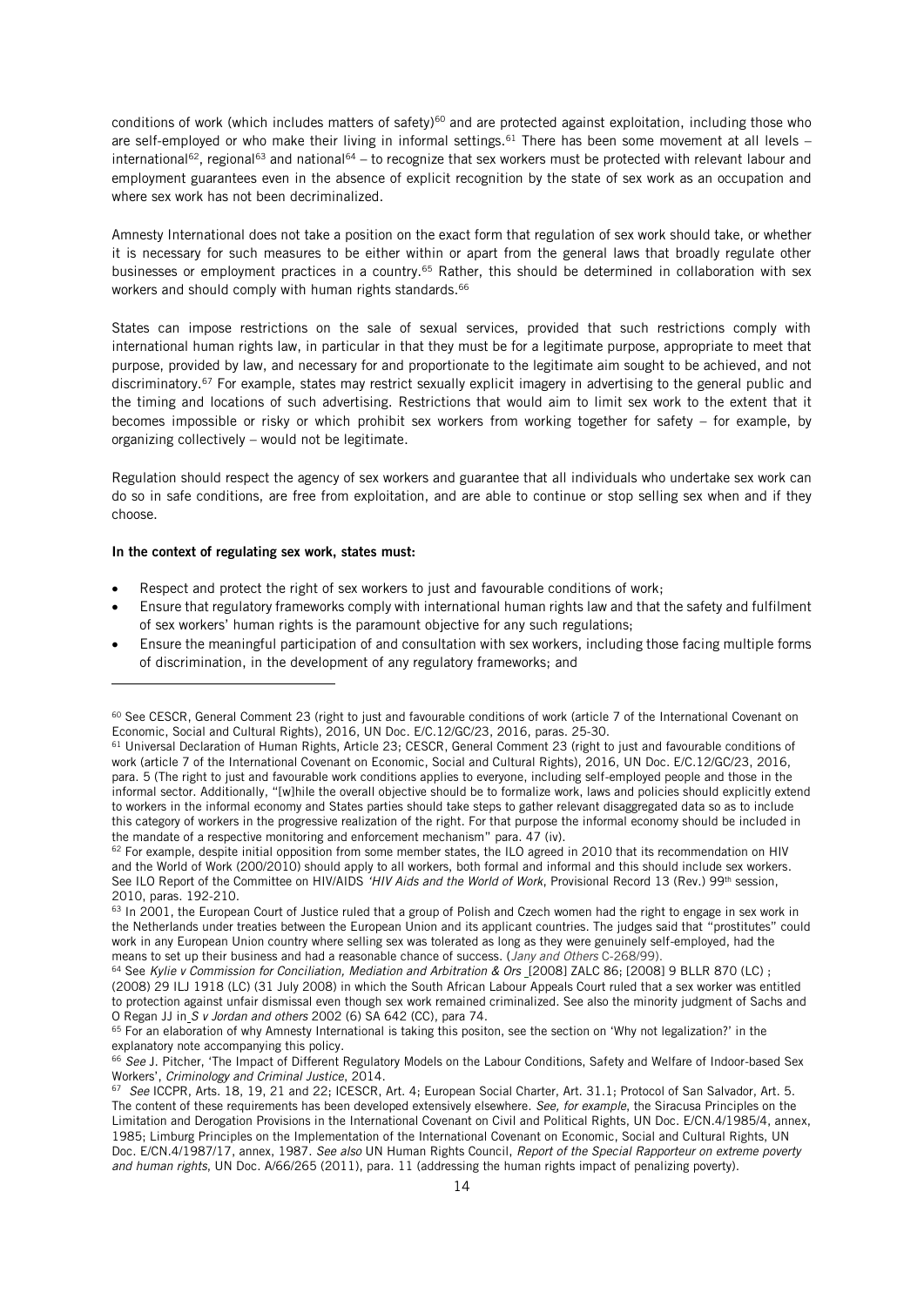conditions of work (which includes matters of safety)[60] and are protected against exploitation, including those who are self-employed or who make their living in informal settings.[61] There has been some movement at all levels – international[62], regional[63] and national[64] – to recognize that sex workers must be protected with relevant labour and employment guarantees even in the absence of explicit recognition by the state of sex work as an occupation and where sex work has not been decriminalized.

Amnesty International does not take a position on the exact form that regulation of sex work should take, or whether it is necessary for such measures to be either within or apart from the general laws that broadly regulate other businesses or employment practices in a country.[65] Rather, this should be determined in collaboration with sex workers and should comply with human rights standards.[66]

States can impose restrictions on the sale of sexual services, provided that such restrictions comply with international human rights law, in particular in that they must be for a legitimate purpose, appropriate to meet that purpose, provided by law, and necessary for and proportionate to the legitimate aim sought to be achieved, and not discriminatory.[67] For example, states may restrict sexually explicit imagery in advertising to the general public and the timing and locations of such advertising. Restrictions that would aim to limit sex work to the extent that it becomes impossible or risky or which prohibit sex workers from working together for safety – for example, by organizing collectively – would not be legitimate.

Regulation should respect the agency of sex workers and guarantee that all individuals who undertake sex work can do so in safe conditions, are free from exploitation, and are able to continue or stop selling sex when and if they choose.

**In the context of regulating sex work, states must:**

- Respect and protect the right of sex workers to just and favourable conditions of work;
- Ensure that regulatory frameworks comply with international human rights law and that the safety and fulfilment of sex workers' human rights is the paramount objective for any such regulations;
- Ensure the meaningful participation of and consultation with sex workers, including those facing multiple forms of discrimination, in the development of any regulatory frameworks; and

---

[60] See CESCR, General Comment 23 (right to just and favourable conditions of work (article 7 of the International Covenant on Economic, Social and Cultural Rights), 2016, UN Doc. E/C.12/GC/23, 2016, paras. 25-30.

[61] Universal Declaration of Human Rights, Article 23; CESCR, General Comment 23 (right to just and favourable conditions of work (article 7 of the International Covenant on Economic, Social and Cultural Rights), 2016, UN Doc. E/C.12/GC/23, 2016, para. 5 (The right to just and favourable work conditions applies to everyone, including self-employed people and those in the informal sector. Additionally, "[w]hile the overall objective should be to formalize work, laws and policies should explicitly extend to workers in the informal economy and States parties should take steps to gather relevant disaggregated data so as to include this category of workers in the progressive realization of the right. For that purpose the informal economy should be included in the mandate of a respective monitoring and enforcement mechanism" para. 47 (iv).

[62] For example, despite initial opposition from some member states, the ILO agreed in 2010 that its recommendation on HIV and the World of Work (200/2010) should apply to all workers, both formal and informal and this should include sex workers. See ILO Report of the Committee on HIV/AIDS *'HIV Aids and the World of Work*, Provisional Record 13 (Rev.) 99th session, 2010, paras. 192-210.

[63] In 2001, the European Court of Justice ruled that a group of Polish and Czech women had the right to engage in sex work in the Netherlands under treaties between the European Union and its applicant countries. The judges said that "prostitutes" could work in any European Union country where selling sex was tolerated as long as they were genuinely self-employed, had the means to set up their business and had a reasonable chance of success. (*Jany and Others* C-268/99).

[64] See *Kylie v Commission for Conciliation, Mediation and Arbitration & Ors* [2008] ZALC 86; [2008] 9 BLLR 870 (LC) ; (2008) 29 ILJ 1918 (LC) (31 July 2008) in which the South African Labour Appeals Court ruled that a sex worker was entitled to protection against unfair dismissal even though sex work remained criminalized. See also the minority judgment of Sachs and O Regan JJ in *S v Jordan and others* 2002 (6) SA 642 (CC), para 74.

[65] For an elaboration of why Amnesty International is taking this positon, see the section on 'Why not legalization?' in the explanatory note accompanying this policy.

[66] *See* J. Pitcher, 'The Impact of Different Regulatory Models on the Labour Conditions, Safety and Welfare of Indoor-based Sex Workers', *Criminology and Criminal Justice*, 2014.

[67] *See* ICCPR, Arts. 18, 19, 21 and 22; ICESCR, Art. 4; European Social Charter, Art. 31.1; Protocol of San Salvador, Art. 5. The content of these requirements has been developed extensively elsewhere. *See, for example*, the Siracusa Principles on the Limitation and Derogation Provisions in the International Covenant on Civil and Political Rights, UN Doc. E/CN.4/1985/4, annex, 1985; Limburg Principles on the Implementation of the International Covenant on Economic, Social and Cultural Rights, UN Doc. E/CN.4/1987/17, annex, 1987. *See also* UN Human Rights Council, *Report of the Special Rapporteur on extreme poverty and human rights*, UN Doc. A/66/265 (2011), para. 11 (addressing the human rights impact of penalizing poverty).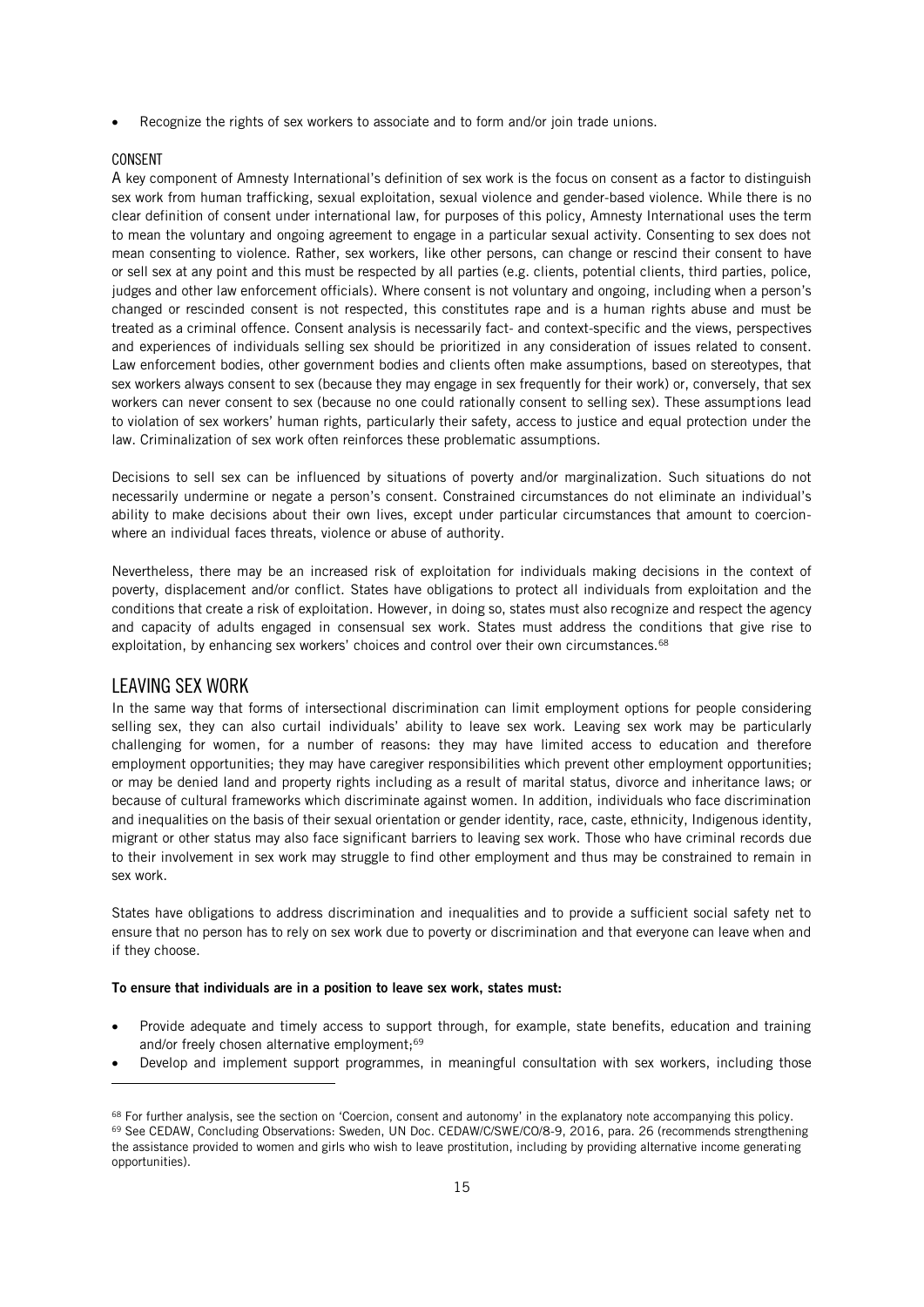- Recognize the rights of sex workers to associate and to form and/or join trade unions.

### CONSENT

A key component of Amnesty International's definition of sex work is the focus on consent as a factor to distinguish sex work from human trafficking, sexual exploitation, sexual violence and gender-based violence. While there is no clear definition of consent under international law, for purposes of this policy, Amnesty International uses the term to mean the voluntary and ongoing agreement to engage in a particular sexual activity. Consenting to sex does not mean consenting to violence. Rather, sex workers, like other persons, can change or rescind their consent to have or sell sex at any point and this must be respected by all parties (e.g. clients, potential clients, third parties, police, judges and other law enforcement officials). Where consent is not voluntary and ongoing, including when a person's changed or rescinded consent is not respected, this constitutes rape and is a human rights abuse and must be treated as a criminal offence. Consent analysis is necessarily fact- and context-specific and the views, perspectives and experiences of individuals selling sex should be prioritized in any consideration of issues related to consent. Law enforcement bodies, other government bodies and clients often make assumptions, based on stereotypes, that sex workers always consent to sex (because they may engage in sex frequently for their work) or, conversely, that sex workers can never consent to sex (because no one could rationally consent to selling sex). These assumptions lead to violation of sex workers' human rights, particularly their safety, access to justice and equal protection under the law. Criminalization of sex work often reinforces these problematic assumptions.

Decisions to sell sex can be influenced by situations of poverty and/or marginalization. Such situations do not necessarily undermine or negate a person's consent. Constrained circumstances do not eliminate an individual's ability to make decisions about their own lives, except under particular circumstances that amount to coercion-where an individual faces threats, violence or abuse of authority.

Nevertheless, there may be an increased risk of exploitation for individuals making decisions in the context of poverty, displacement and/or conflict. States have obligations to protect all individuals from exploitation and the conditions that create a risk of exploitation. However, in doing so, states must also recognize and respect the agency and capacity of adults engaged in consensual sex work. States must address the conditions that give rise to exploitation, by enhancing sex workers' choices and control over their own circumstances.[68]

## LEAVING SEX WORK

In the same way that forms of intersectional discrimination can limit employment options for people considering selling sex, they can also curtail individuals' ability to leave sex work. Leaving sex work may be particularly challenging for women, for a number of reasons: they may have limited access to education and therefore employment opportunities; they may have caregiver responsibilities which prevent other employment opportunities; or may be denied land and property rights including as a result of marital status, divorce and inheritance laws; or because of cultural frameworks which discriminate against women. In addition, individuals who face discrimination and inequalities on the basis of their sexual orientation or gender identity, race, caste, ethnicity, Indigenous identity, migrant or other status may also face significant barriers to leaving sex work. Those who have criminal records due to their involvement in sex work may struggle to find other employment and thus may be constrained to remain in sex work.

States have obligations to address discrimination and inequalities and to provide a sufficient social safety net to ensure that no person has to rely on sex work due to poverty or discrimination and that everyone can leave when and if they choose.

**To ensure that individuals are in a position to leave sex work, states must:**

- Provide adequate and timely access to support through, for example, state benefits, education and training and/or freely chosen alternative employment;[69]
- Develop and implement support programmes, in meaningful consultation with sex workers, including those

---

[68] For further analysis, see the section on 'Coercion, consent and autonomy' in the explanatory note accompanying this policy.

[69] See CEDAW, Concluding Observations: Sweden, UN Doc. CEDAW/C/SWE/CO/8-9, 2016, para. 26 (recommends strengthening the assistance provided to women and girls who wish to leave prostitution, including by providing alternative income generating opportunities).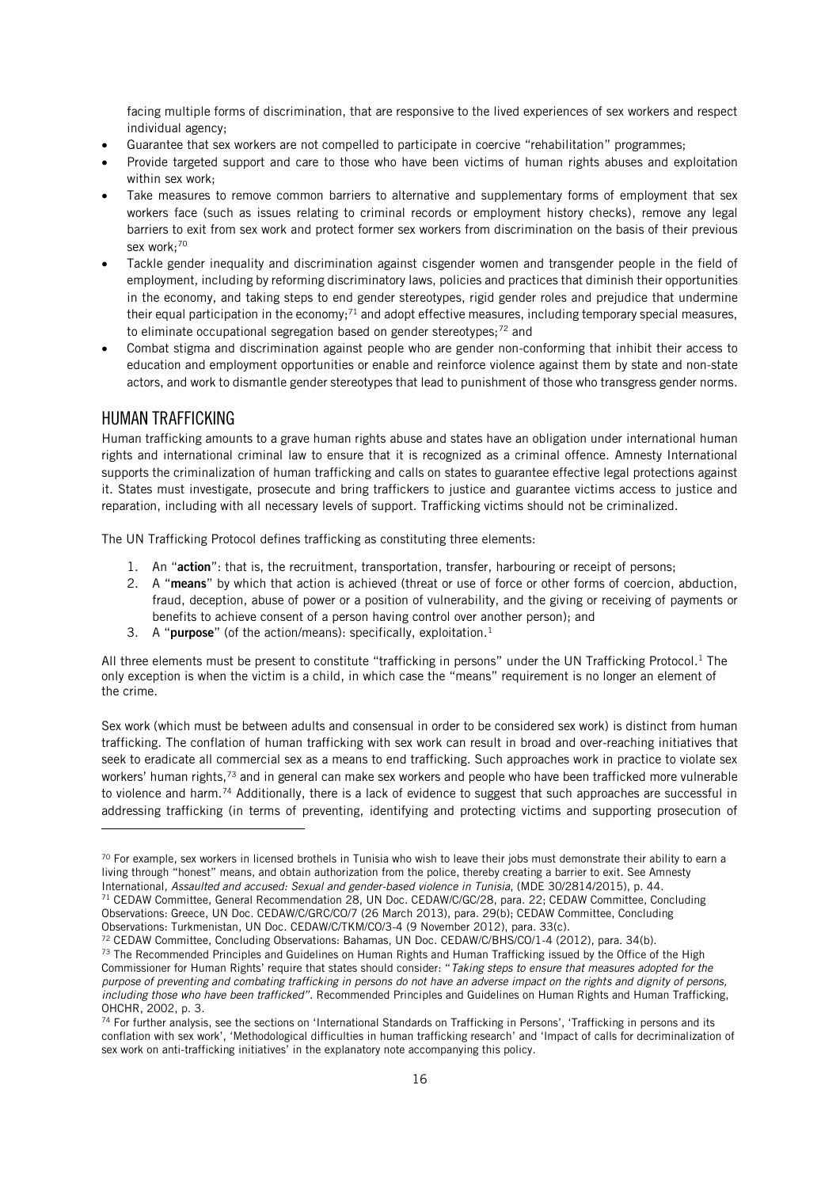facing multiple forms of discrimination, that are responsive to the lived experiences of sex workers and respect individual agency;

- Guarantee that sex workers are not compelled to participate in coercive "rehabilitation" programmes;
- Provide targeted support and care to those who have been victims of human rights abuses and exploitation within sex work;
- Take measures to remove common barriers to alternative and supplementary forms of employment that sex workers face (such as issues relating to criminal records or employment history checks), remove any legal barriers to exit from sex work and protect former sex workers from discrimination on the basis of their previous sex work;[70]
- Tackle gender inequality and discrimination against cisgender women and transgender people in the field of employment, including by reforming discriminatory laws, policies and practices that diminish their opportunities in the economy, and taking steps to end gender stereotypes, rigid gender roles and prejudice that undermine their equal participation in the economy;[71] and adopt effective measures, including temporary special measures, to eliminate occupational segregation based on gender stereotypes;[72] and
- Combat stigma and discrimination against people who are gender non-conforming that inhibit their access to education and employment opportunities or enable and reinforce violence against them by state and non-state actors, and work to dismantle gender stereotypes that lead to punishment of those who transgress gender norms.

## HUMAN TRAFFICKING

Human trafficking amounts to a grave human rights abuse and states have an obligation under international human rights and international criminal law to ensure that it is recognized as a criminal offence. Amnesty International supports the criminalization of human trafficking and calls on states to guarantee effective legal protections against it. States must investigate, prosecute and bring traffickers to justice and guarantee victims access to justice and reparation, including with all necessary levels of support. Trafficking victims should not be criminalized.

The UN Trafficking Protocol defines trafficking as constituting three elements:

1. An "**action**": that is, the recruitment, transportation, transfer, harbouring or receipt of persons;
2. A "**means**" by which that action is achieved (threat or use of force or other forms of coercion, abduction, fraud, deception, abuse of power or a position of vulnerability, and the giving or receiving of payments or benefits to achieve consent of a person having control over another person); and
3. A "**purpose**" (of the action/means): specifically, exploitation.[1]

All three elements must be present to constitute "trafficking in persons" under the UN Trafficking Protocol.[1] The only exception is when the victim is a child, in which case the "means" requirement is no longer an element of the crime.

Sex work (which must be between adults and consensual in order to be considered sex work) is distinct from human trafficking. The conflation of human trafficking with sex work can result in broad and over-reaching initiatives that seek to eradicate all commercial sex as a means to end trafficking. Such approaches work in practice to violate sex workers' human rights,[73] and in general can make sex workers and people who have been trafficked more vulnerable to violence and harm.[74] Additionally, there is a lack of evidence to suggest that such approaches are successful in addressing trafficking (in terms of preventing, identifying and protecting victims and supporting prosecution of

---

[70] For example, sex workers in licensed brothels in Tunisia who wish to leave their jobs must demonstrate their ability to earn a living through "honest" means, and obtain authorization from the police, thereby creating a barrier to exit. See Amnesty International, *Assaulted and accused: Sexual and gender-based violence in Tunisia*, (MDE 30/2814/2015), p. 44.

[71] CEDAW Committee, General Recommendation 28, UN Doc. CEDAW/C/GC/28, para. 22; CEDAW Committee, Concluding Observations: Greece, UN Doc. CEDAW/C/GRC/CO/7 (26 March 2013), para. 29(b); CEDAW Committee, Concluding Observations: Turkmenistan, UN Doc. CEDAW/C/TKM/CO/3-4 (9 November 2012), para. 33(c).

[72] CEDAW Committee, Concluding Observations: Bahamas, UN Doc. CEDAW/C/BHS/CO/1-4 (2012), para. 34(b).

[73] The Recommended Principles and Guidelines on Human Rights and Human Trafficking issued by the Office of the High Commissioner for Human Rights' require that states should consider: "*Taking steps to ensure that measures adopted for the purpose of preventing and combating trafficking in persons do not have an adverse impact on the rights and dignity of persons, including those who have been trafficked*". Recommended Principles and Guidelines on Human Rights and Human Trafficking, OHCHR, 2002, p. 3.

[74] For further analysis, see the sections on 'International Standards on Trafficking in Persons', 'Trafficking in persons and its conflation with sex work', 'Methodological difficulties in human trafficking research' and 'Impact of calls for decriminalization of sex work on anti-trafficking initiatives' in the explanatory note accompanying this policy.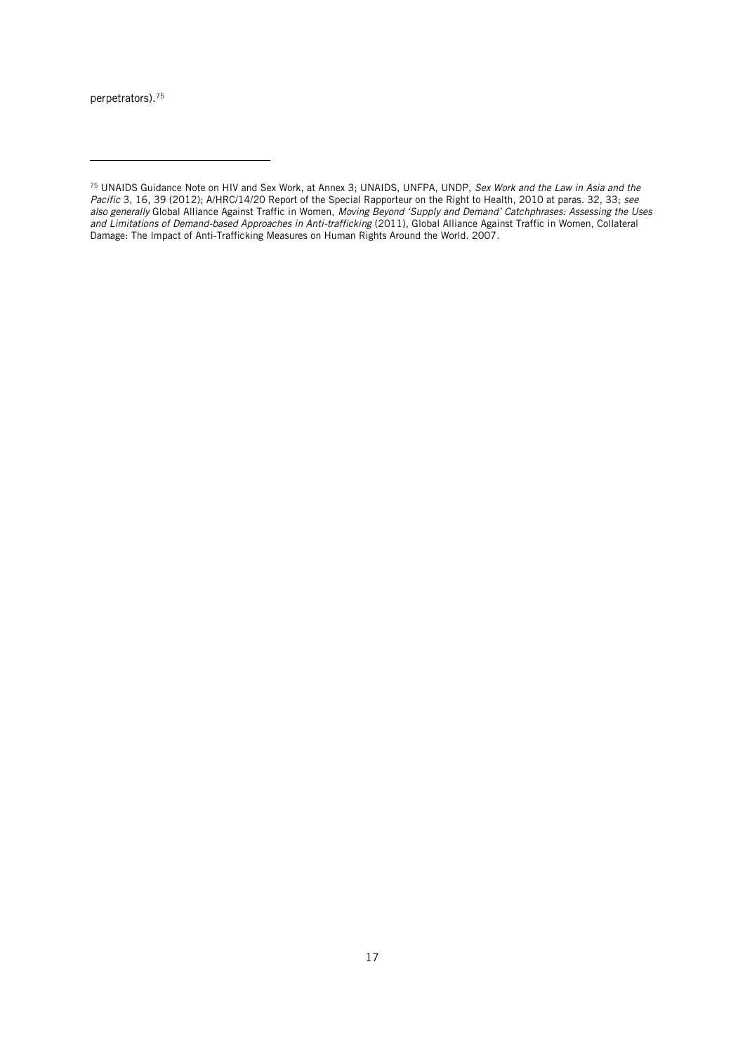perpetrators).[75]

---

[75] UNAIDS Guidance Note on HIV and Sex Work, at Annex 3; UNAIDS, UNFPA, UNDP, *Sex Work and the Law in Asia and the Pacific* 3, 16, 39 (2012); A/HRC/14/20 Report of the Special Rapporteur on the Right to Health, 2010 at paras. 32, 33; *see also generally* Global Alliance Against Traffic in Women, *Moving Beyond 'Supply and Demand' Catchphrases: Assessing the Uses and Limitations of Demand-based Approaches in Anti-trafficking* (2011), Global Alliance Against Traffic in Women, Collateral Damage: The Impact of Anti-Trafficking Measures on Human Rights Around the World. 2007.